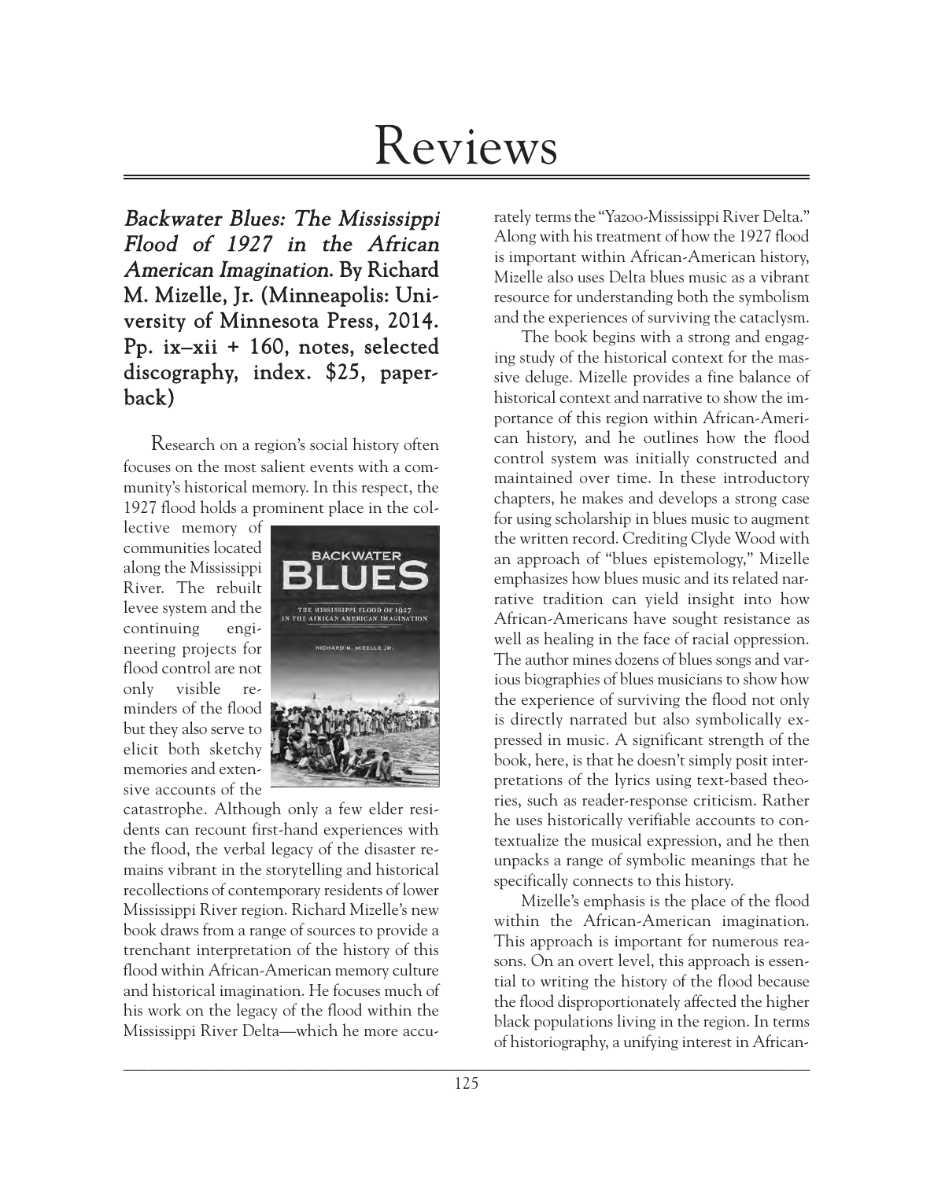# Reviews

***Backwater Blues: The Mississippi Flood of 1927 in the African American Imagination.* By Richard M. Mizelle, Jr. (Minneapolis: University of Minnesota Press, 2014. Pp. ix–xii + 160, notes, selected discography, index. $25, paperback)**

Research on a region's social history often focuses on the most salient events with a community's historical memory. In this respect, the 1927 flood holds a prominent place in the collective memory of communities located along the Mississippi River. The rebuilt levee system and the continuing engineering projects for flood control are not only visible reminders of the flood but they also serve to elicit both sketchy memories and extensive accounts of the catastrophe. Although only a few elder residents can recount first-hand experiences with the flood, the verbal legacy of the disaster remains vibrant in the storytelling and historical recollections of contemporary residents of lower Mississippi River region. Richard Mizelle's new book draws from a range of sources to provide a trenchant interpretation of the history of this flood within African-American memory culture and historical imagination. He focuses much of his work on the legacy of the flood within the Mississippi River Delta—which he more accurately terms the "Yazoo-Mississippi River Delta." Along with his treatment of how the 1927 flood is important within African-American history, Mizelle also uses Delta blues music as a vibrant resource for understanding both the symbolism and the experiences of surviving the cataclysm.

The book begins with a strong and engaging study of the historical context for the massive deluge. Mizelle provides a fine balance of historical context and narrative to show the importance of this region within African-American history, and he outlines how the flood control system was initially constructed and maintained over time. In these introductory chapters, he makes and develops a strong case for using scholarship in blues music to augment the written record. Crediting Clyde Wood with an approach of "blues epistemology," Mizelle emphasizes how blues music and its related narrative tradition can yield insight into how African-Americans have sought resistance as well as healing in the face of racial oppression. The author mines dozens of blues songs and various biographies of blues musicians to show how the experience of surviving the flood not only is directly narrated but also symbolically expressed in music. A significant strength of the book, here, is that he doesn't simply posit interpretations of the lyrics using text-based theories, such as reader-response criticism. Rather he uses historically verifiable accounts to contextualize the musical expression, and he then unpacks a range of symbolic meanings that he specifically connects to this history.

Mizelle's emphasis is the place of the flood within the African-American imagination. This approach is important for numerous reasons. On an overt level, this approach is essential to writing the history of the flood because the flood disproportionately affected the higher black populations living in the region. In terms of historiography, a unifying interest in African-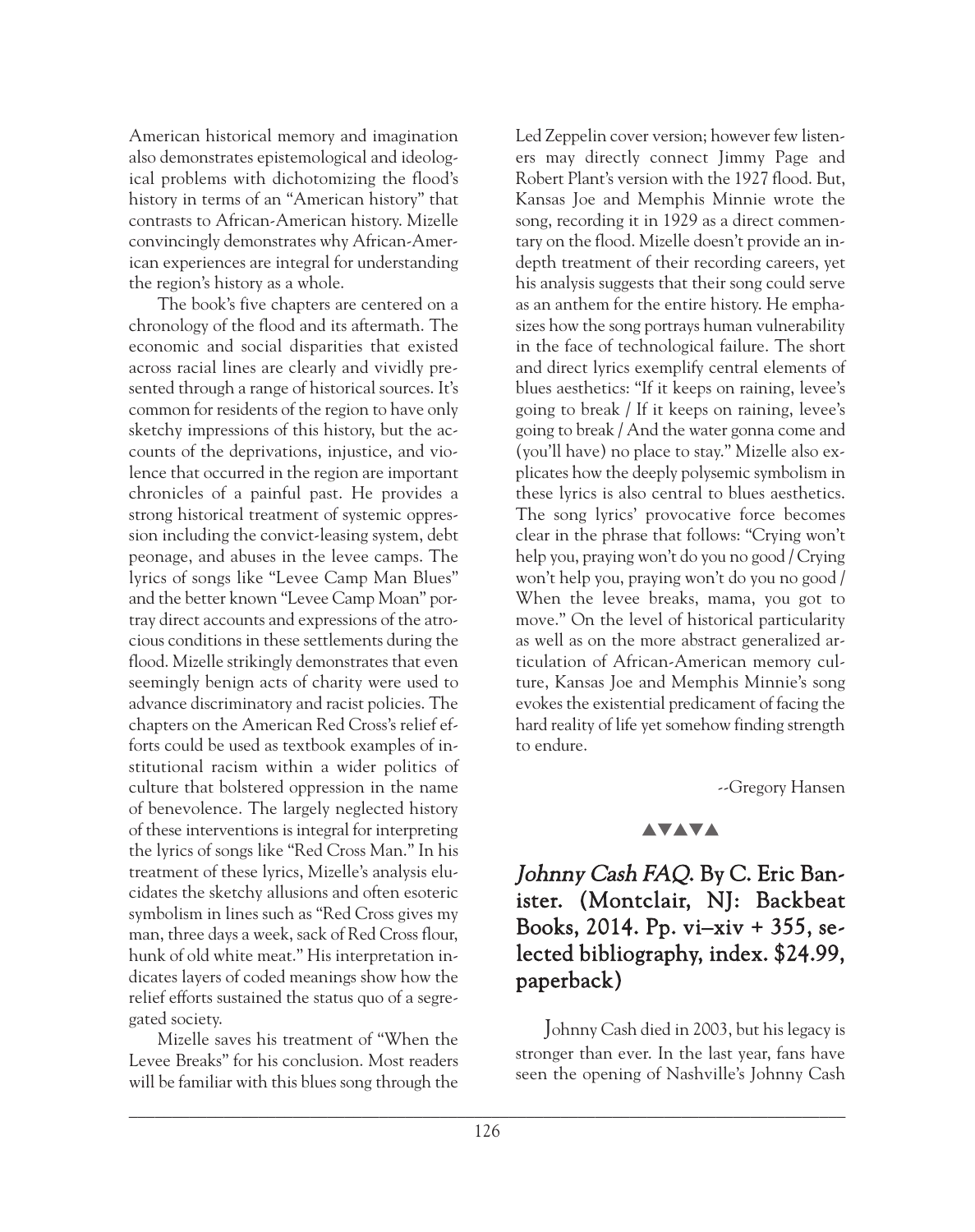American historical memory and imagination also demonstrates epistemological and ideological problems with dichotomizing the flood's history in terms of an "American history" that contrasts to African-American history. Mizelle convincingly demonstrates why African-American experiences are integral for understanding the region's history as a whole.

The book's five chapters are centered on a chronology of the flood and its aftermath. The economic and social disparities that existed across racial lines are clearly and vividly presented through a range of historical sources. It's common for residents of the region to have only sketchy impressions of this history, but the accounts of the deprivations, injustice, and violence that occurred in the region are important chronicles of a painful past. He provides a strong historical treatment of systemic oppression including the convict-leasing system, debt peonage, and abuses in the levee camps. The lyrics of songs like "Levee Camp Man Blues" and the better known "Levee Camp Moan" portray direct accounts and expressions of the atrocious conditions in these settlements during the flood. Mizelle strikingly demonstrates that even seemingly benign acts of charity were used to advance discriminatory and racist policies. The chapters on the American Red Cross's relief efforts could be used as textbook examples of institutional racism within a wider politics of culture that bolstered oppression in the name of benevolence. The largely neglected history of these interventions is integral for interpreting the lyrics of songs like "Red Cross Man." In his treatment of these lyrics, Mizelle's analysis elucidates the sketchy allusions and often esoteric symbolism in lines such as "Red Cross gives my man, three days a week, sack of Red Cross flour, hunk of old white meat." His interpretation indicates layers of coded meanings show how the relief efforts sustained the status quo of a segregated society.

Mizelle saves his treatment of "When the Levee Breaks" for his conclusion. Most readers will be familiar with this blues song through the Led Zeppelin cover version; however few listeners may directly connect Jimmy Page and Robert Plant's version with the 1927 flood. But, Kansas Joe and Memphis Minnie wrote the song, recording it in 1929 as a direct commentary on the flood. Mizelle doesn't provide an in-depth treatment of their recording careers, yet his analysis suggests that their song could serve as an anthem for the entire history. He emphasizes how the song portrays human vulnerability in the face of technological failure. The short and direct lyrics exemplify central elements of blues aesthetics: "If it keeps on raining, levee's going to break / If it keeps on raining, levee's going to break / And the water gonna come and (you'll have) no place to stay." Mizelle also explicates how the deeply polysemic symbolism in these lyrics is also central to blues aesthetics. The song lyrics' provocative force becomes clear in the phrase that follows: "Crying won't help you, praying won't do you no good / Crying won't help you, praying won't do you no good / When the levee breaks, mama, you got to move." On the level of historical particularity as well as on the more abstract generalized articulation of African-American memory culture, Kansas Joe and Memphis Minnie's song evokes the existential predicament of facing the hard reality of life yet somehow finding strength to endure.

--Gregory Hansen

▲▼▲▼▲

## *Johnny Cash FAQ*. By C. Eric Banister. (Montclair, NJ: Backbeat Books, 2014. Pp. vi–xiv + 355, selected bibliography, index. $24.99, paperback)

Johnny Cash died in 2003, but his legacy is stronger than ever. In the last year, fans have seen the opening of Nashville's Johnny Cash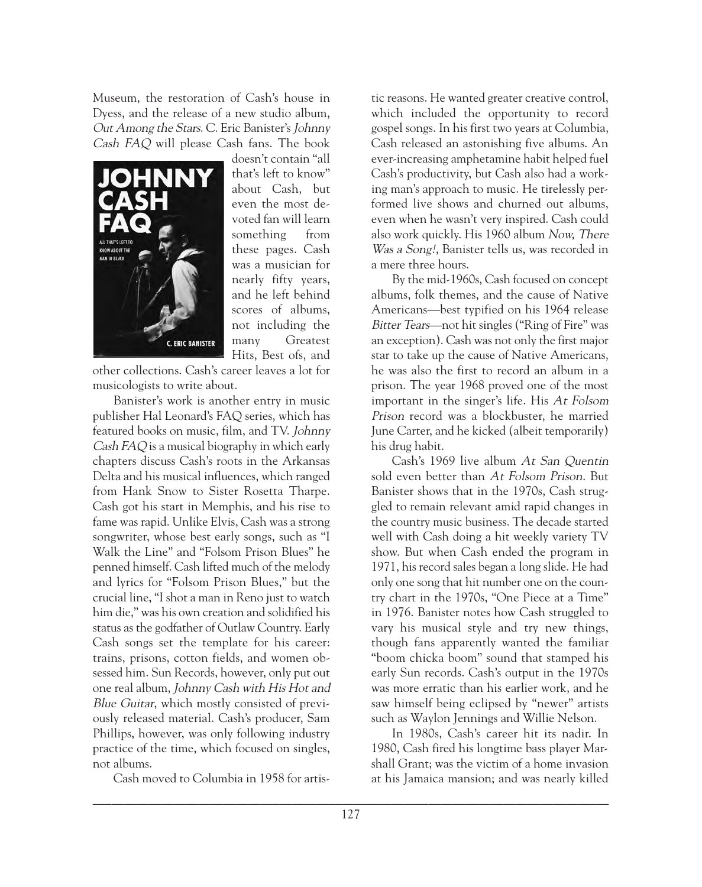Museum, the restoration of Cash's house in Dyess, and the release of a new studio album, *Out Among the Stars*. C. Eric Banister's *Johnny Cash FAQ* will please Cash fans. The book doesn't contain "all that's left to know" about Cash, but even the most devoted fan will learn something from these pages. Cash was a musician for nearly fifty years, and he left behind scores of albums, not including the many Greatest Hits, Best ofs, and other collections. Cash's career leaves a lot for musicologists to write about.

Banister's work is another entry in music publisher Hal Leonard's FAQ series, which has featured books on music, film, and TV. *Johnny Cash FAQ* is a musical biography in which early chapters discuss Cash's roots in the Arkansas Delta and his musical influences, which ranged from Hank Snow to Sister Rosetta Tharpe. Cash got his start in Memphis, and his rise to fame was rapid. Unlike Elvis, Cash was a strong songwriter, whose best early songs, such as "I Walk the Line" and "Folsom Prison Blues" he penned himself. Cash lifted much of the melody and lyrics for "Folsom Prison Blues," but the crucial line, "I shot a man in Reno just to watch him die," was his own creation and solidified his status as the godfather of Outlaw Country. Early Cash songs set the template for his career: trains, prisons, cotton fields, and women obsessed him. Sun Records, however, only put out one real album, *Johnny Cash with His Hot and Blue Guitar*, which mostly consisted of previously released material. Cash's producer, Sam Phillips, however, was only following industry practice of the time, which focused on singles, not albums.

Cash moved to Columbia in 1958 for artistic reasons. He wanted greater creative control, which included the opportunity to record gospel songs. In his first two years at Columbia, Cash released an astonishing five albums. An ever-increasing amphetamine habit helped fuel Cash's productivity, but Cash also had a working man's approach to music. He tirelessly performed live shows and churned out albums, even when he wasn't very inspired. Cash could also work quickly. His 1960 album *Now, There Was a Song!*, Banister tells us, was recorded in a mere three hours.

By the mid-1960s, Cash focused on concept albums, folk themes, and the cause of Native Americans—best typified on his 1964 release *Bitter Tears*—not hit singles ("Ring of Fire" was an exception). Cash was not only the first major star to take up the cause of Native Americans, he was also the first to record an album in a prison. The year 1968 proved one of the most important in the singer's life. His *At Folsom Prison* record was a blockbuster, he married June Carter, and he kicked (albeit temporarily) his drug habit.

Cash's 1969 live album *At San Quentin* sold even better than *At Folsom Prison*. But Banister shows that in the 1970s, Cash struggled to remain relevant amid rapid changes in the country music business. The decade started well with Cash doing a hit weekly variety TV show. But when Cash ended the program in 1971, his record sales began a long slide. He had only one song that hit number one on the country chart in the 1970s, "One Piece at a Time" in 1976. Banister notes how Cash struggled to vary his musical style and try new things, though fans apparently wanted the familiar "boom chicka boom" sound that stamped his early Sun records. Cash's output in the 1970s was more erratic than his earlier work, and he saw himself being eclipsed by "newer" artists such as Waylon Jennings and Willie Nelson.

In 1980s, Cash's career hit its nadir. In 1980, Cash fired his longtime bass player Marshall Grant; was the victim of a home invasion at his Jamaica mansion; and was nearly killed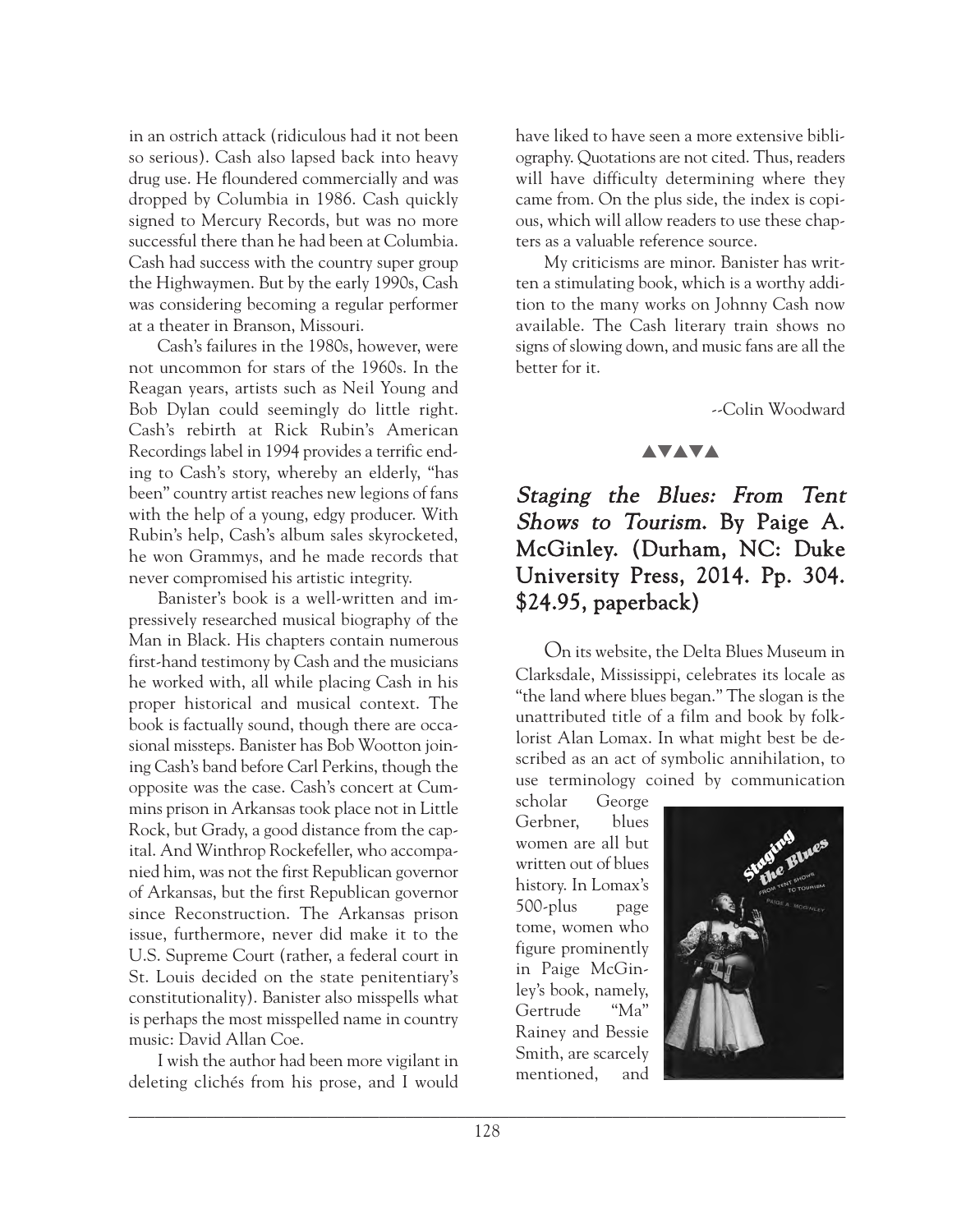in an ostrich attack (ridiculous had it not been so serious). Cash also lapsed back into heavy drug use. He floundered commercially and was dropped by Columbia in 1986. Cash quickly signed to Mercury Records, but was no more successful there than he had been at Columbia. Cash had success with the country super group the Highwaymen. But by the early 1990s, Cash was considering becoming a regular performer at a theater in Branson, Missouri.

Cash's failures in the 1980s, however, were not uncommon for stars of the 1960s. In the Reagan years, artists such as Neil Young and Bob Dylan could seemingly do little right. Cash's rebirth at Rick Rubin's American Recordings label in 1994 provides a terrific ending to Cash's story, whereby an elderly, "has been" country artist reaches new legions of fans with the help of a young, edgy producer. With Rubin's help, Cash's album sales skyrocketed, he won Grammys, and he made records that never compromised his artistic integrity.

Banister's book is a well-written and impressively researched musical biography of the Man in Black. His chapters contain numerous first-hand testimony by Cash and the musicians he worked with, all while placing Cash in his proper historical and musical context. The book is factually sound, though there are occasional missteps. Banister has Bob Wootton joining Cash's band before Carl Perkins, though the opposite was the case. Cash's concert at Cummins prison in Arkansas took place not in Little Rock, but Grady, a good distance from the capital. And Winthrop Rockefeller, who accompanied him, was not the first Republican governor of Arkansas, but the first Republican governor since Reconstruction. The Arkansas prison issue, furthermore, never did make it to the U.S. Supreme Court (rather, a federal court in St. Louis decided on the state penitentiary's constitutionality). Banister also misspells what is perhaps the most misspelled name in country music: David Allan Coe.

I wish the author had been more vigilant in deleting clichés from his prose, and I would have liked to have seen a more extensive bibliography. Quotations are not cited. Thus, readers will have difficulty determining where they came from. On the plus side, the index is copious, which will allow readers to use these chapters as a valuable reference source.

My criticisms are minor. Banister has written a stimulating book, which is a worthy addition to the many works on Johnny Cash now available. The Cash literary train shows no signs of slowing down, and music fans are all the better for it.

--Colin Woodward

▲▼▲▼▲

## *Staging the Blues: From Tent Shows to Tourism.* By Paige A. McGinley. (Durham, NC: Duke University Press, 2014. Pp. 304. $24.95, paperback)

On its website, the Delta Blues Museum in Clarksdale, Mississippi, celebrates its locale as "the land where blues began." The slogan is the unattributed title of a film and book by folklorist Alan Lomax. In what might best be described as an act of symbolic annihilation, to use terminology coined by communication scholar George Gerbner, blues women are all but written out of blues history. In Lomax's 500-plus page tome, women who figure prominently in Paige McGinley's book, namely, Gertrude "Ma" Rainey and Bessie Smith, are scarcely mentioned, and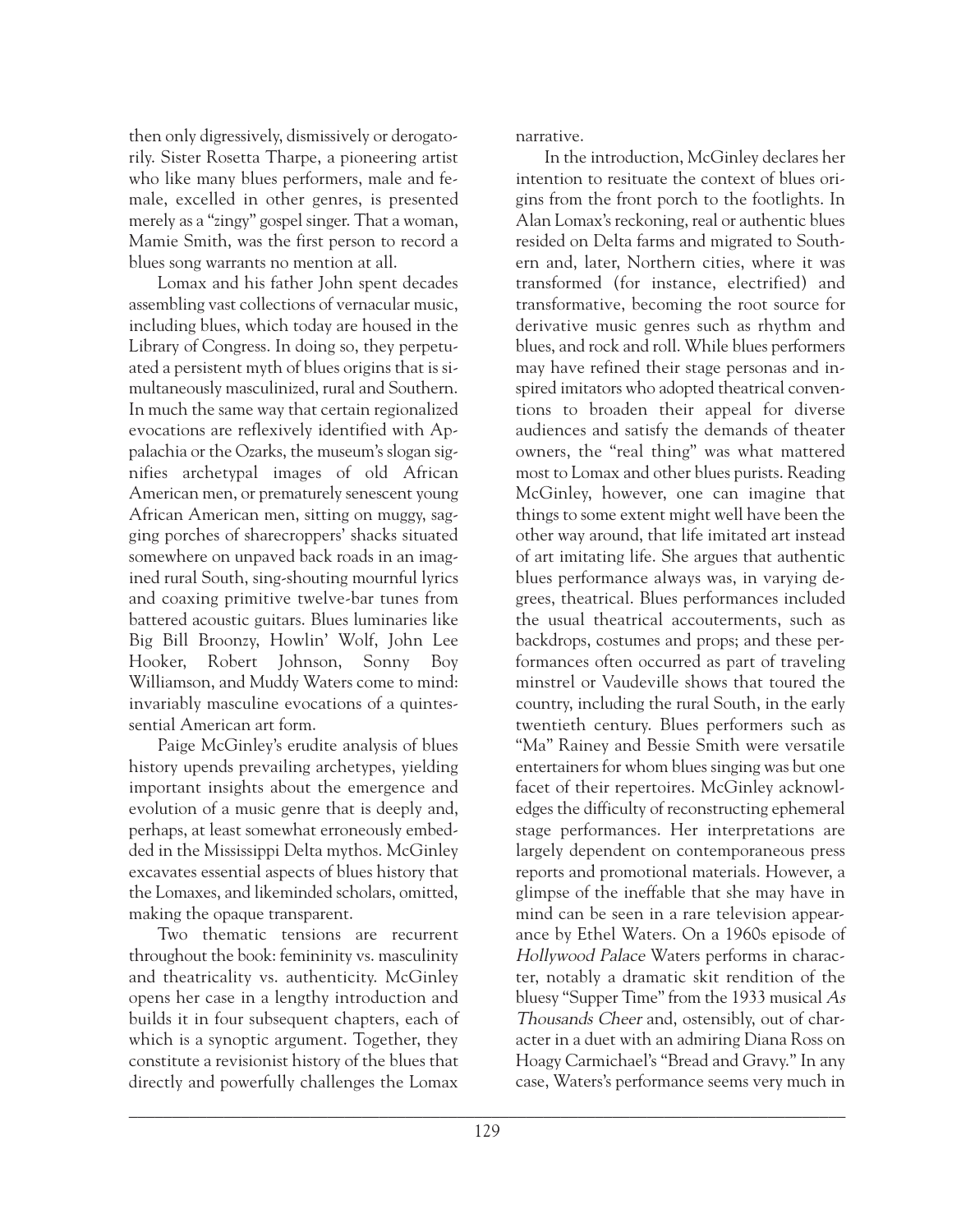then only digressively, dismissively or derogatorily. Sister Rosetta Tharpe, a pioneering artist who like many blues performers, male and female, excelled in other genres, is presented merely as a "zingy" gospel singer. That a woman, Mamie Smith, was the first person to record a blues song warrants no mention at all.

Lomax and his father John spent decades assembling vast collections of vernacular music, including blues, which today are housed in the Library of Congress. In doing so, they perpetuated a persistent myth of blues origins that is simultaneously masculinized, rural and Southern. In much the same way that certain regionalized evocations are reflexively identified with Appalachia or the Ozarks, the museum's slogan signifies archetypal images of old African American men, or prematurely senescent young African American men, sitting on muggy, sagging porches of sharecroppers' shacks situated somewhere on unpaved back roads in an imagined rural South, sing-shouting mournful lyrics and coaxing primitive twelve-bar tunes from battered acoustic guitars. Blues luminaries like Big Bill Broonzy, Howlin' Wolf, John Lee Hooker, Robert Johnson, Sonny Boy Williamson, and Muddy Waters come to mind: invariably masculine evocations of a quintessential American art form.

Paige McGinley's erudite analysis of blues history upends prevailing archetypes, yielding important insights about the emergence and evolution of a music genre that is deeply and, perhaps, at least somewhat erroneously embedded in the Mississippi Delta mythos. McGinley excavates essential aspects of blues history that the Lomaxes, and likeminded scholars, omitted, making the opaque transparent.

Two thematic tensions are recurrent throughout the book: femininity vs. masculinity and theatricality vs. authenticity. McGinley opens her case in a lengthy introduction and builds it in four subsequent chapters, each of which is a synoptic argument. Together, they constitute a revisionist history of the blues that directly and powerfully challenges the Lomax narrative.

In the introduction, McGinley declares her intention to resituate the context of blues origins from the front porch to the footlights. In Alan Lomax's reckoning, real or authentic blues resided on Delta farms and migrated to Southern and, later, Northern cities, where it was transformed (for instance, electrified) and transformative, becoming the root source for derivative music genres such as rhythm and blues, and rock and roll. While blues performers may have refined their stage personas and inspired imitators who adopted theatrical conventions to broaden their appeal for diverse audiences and satisfy the demands of theater owners, the "real thing" was what mattered most to Lomax and other blues purists. Reading McGinley, however, one can imagine that things to some extent might well have been the other way around, that life imitated art instead of art imitating life. She argues that authentic blues performance always was, in varying degrees, theatrical. Blues performances included the usual theatrical accouterments, such as backdrops, costumes and props; and these performances often occurred as part of traveling minstrel or Vaudeville shows that toured the country, including the rural South, in the early twentieth century. Blues performers such as "Ma" Rainey and Bessie Smith were versatile entertainers for whom blues singing was but one facet of their repertoires. McGinley acknowledges the difficulty of reconstructing ephemeral stage performances. Her interpretations are largely dependent on contemporaneous press reports and promotional materials. However, a glimpse of the ineffable that she may have in mind can be seen in a rare television appearance by Ethel Waters. On a 1960s episode of *Hollywood Palace* Waters performs in character, notably a dramatic skit rendition of the bluesy "Supper Time" from the 1933 musical *As Thousands Cheer* and, ostensibly, out of character in a duet with an admiring Diana Ross on Hoagy Carmichael's "Bread and Gravy." In any case, Waters's performance seems very much in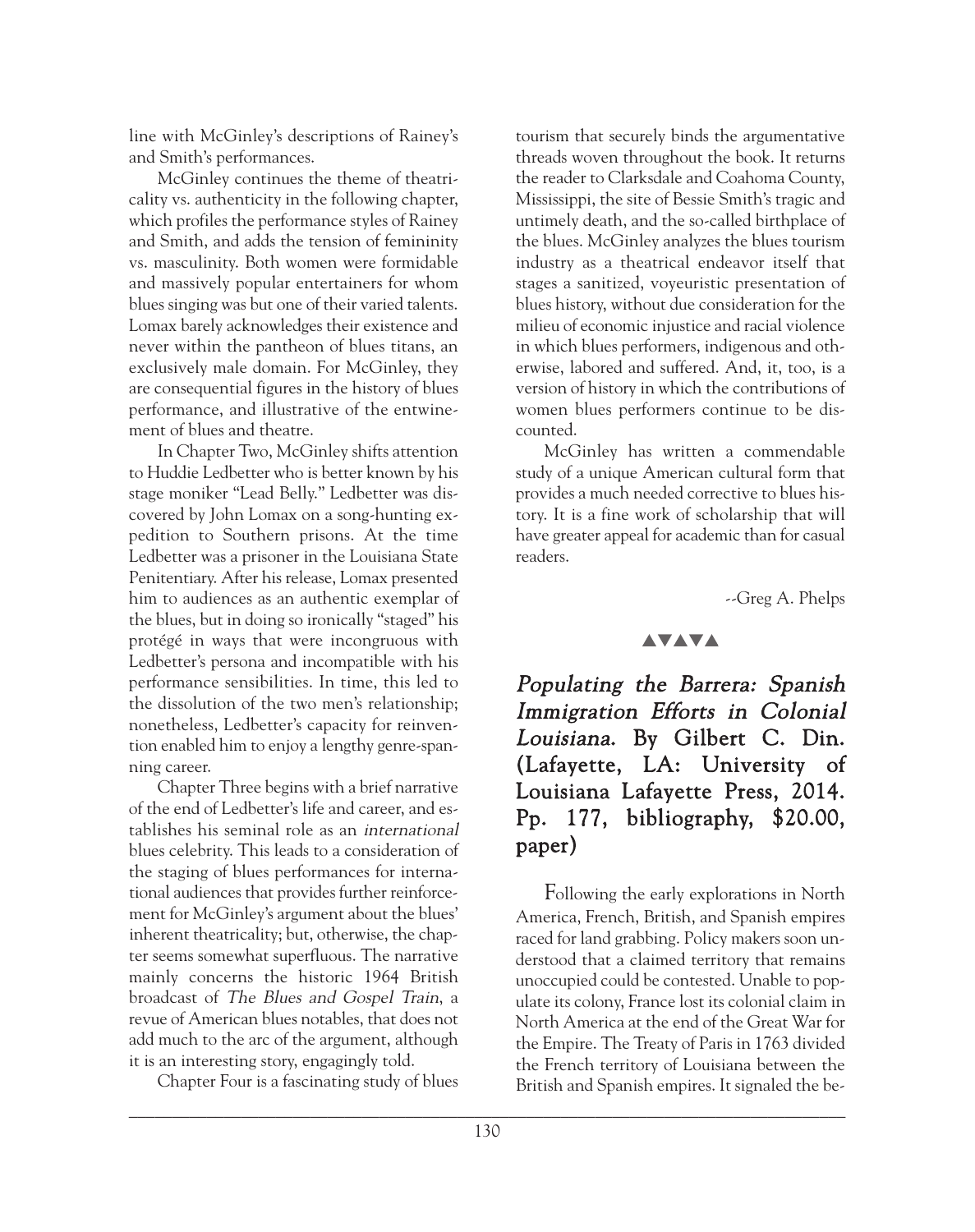line with McGinley's descriptions of Rainey's and Smith's performances.

McGinley continues the theme of theatricality vs. authenticity in the following chapter, which profiles the performance styles of Rainey and Smith, and adds the tension of femininity vs. masculinity. Both women were formidable and massively popular entertainers for whom blues singing was but one of their varied talents. Lomax barely acknowledges their existence and never within the pantheon of blues titans, an exclusively male domain. For McGinley, they are consequential figures in the history of blues performance, and illustrative of the entwinement of blues and theatre.

In Chapter Two, McGinley shifts attention to Huddie Ledbetter who is better known by his stage moniker "Lead Belly." Ledbetter was discovered by John Lomax on a song-hunting expedition to Southern prisons. At the time Ledbetter was a prisoner in the Louisiana State Penitentiary. After his release, Lomax presented him to audiences as an authentic exemplar of the blues, but in doing so ironically "staged" his protégé in ways that were incongruous with Ledbetter's persona and incompatible with his performance sensibilities. In time, this led to the dissolution of the two men's relationship; nonetheless, Ledbetter's capacity for reinvention enabled him to enjoy a lengthy genre-spanning career.

Chapter Three begins with a brief narrative of the end of Ledbetter's life and career, and establishes his seminal role as an *international* blues celebrity. This leads to a consideration of the staging of blues performances for international audiences that provides further reinforcement for McGinley's argument about the blues' inherent theatricality; but, otherwise, the chapter seems somewhat superfluous. The narrative mainly concerns the historic 1964 British broadcast of *The Blues and Gospel Train*, a revue of American blues notables, that does not add much to the arc of the argument, although it is an interesting story, engagingly told.

Chapter Four is a fascinating study of blues tourism that securely binds the argumentative threads woven throughout the book. It returns the reader to Clarksdale and Coahoma County, Mississippi, the site of Bessie Smith's tragic and untimely death, and the so-called birthplace of the blues. McGinley analyzes the blues tourism industry as a theatrical endeavor itself that stages a sanitized, voyeuristic presentation of blues history, without due consideration for the milieu of economic injustice and racial violence in which blues performers, indigenous and otherwise, labored and suffered. And, it, too, is a version of history in which the contributions of women blues performers continue to be discounted.

McGinley has written a commendable study of a unique American cultural form that provides a much needed corrective to blues history. It is a fine work of scholarship that will have greater appeal for academic than for casual readers.

--Greg A. Phelps

▲▼▲▼▲

## *Populating the Barrera: Spanish Immigration Efforts in Colonial Louisiana.* By Gilbert C. Din. (Lafayette, LA: University of Louisiana Lafayette Press, 2014. Pp. 177, bibliography, $20.00, paper)

Following the early explorations in North America, French, British, and Spanish empires raced for land grabbing. Policy makers soon understood that a claimed territory that remains unoccupied could be contested. Unable to populate its colony, France lost its colonial claim in North America at the end of the Great War for the Empire. The Treaty of Paris in 1763 divided the French territory of Louisiana between the British and Spanish empires. It signaled the be-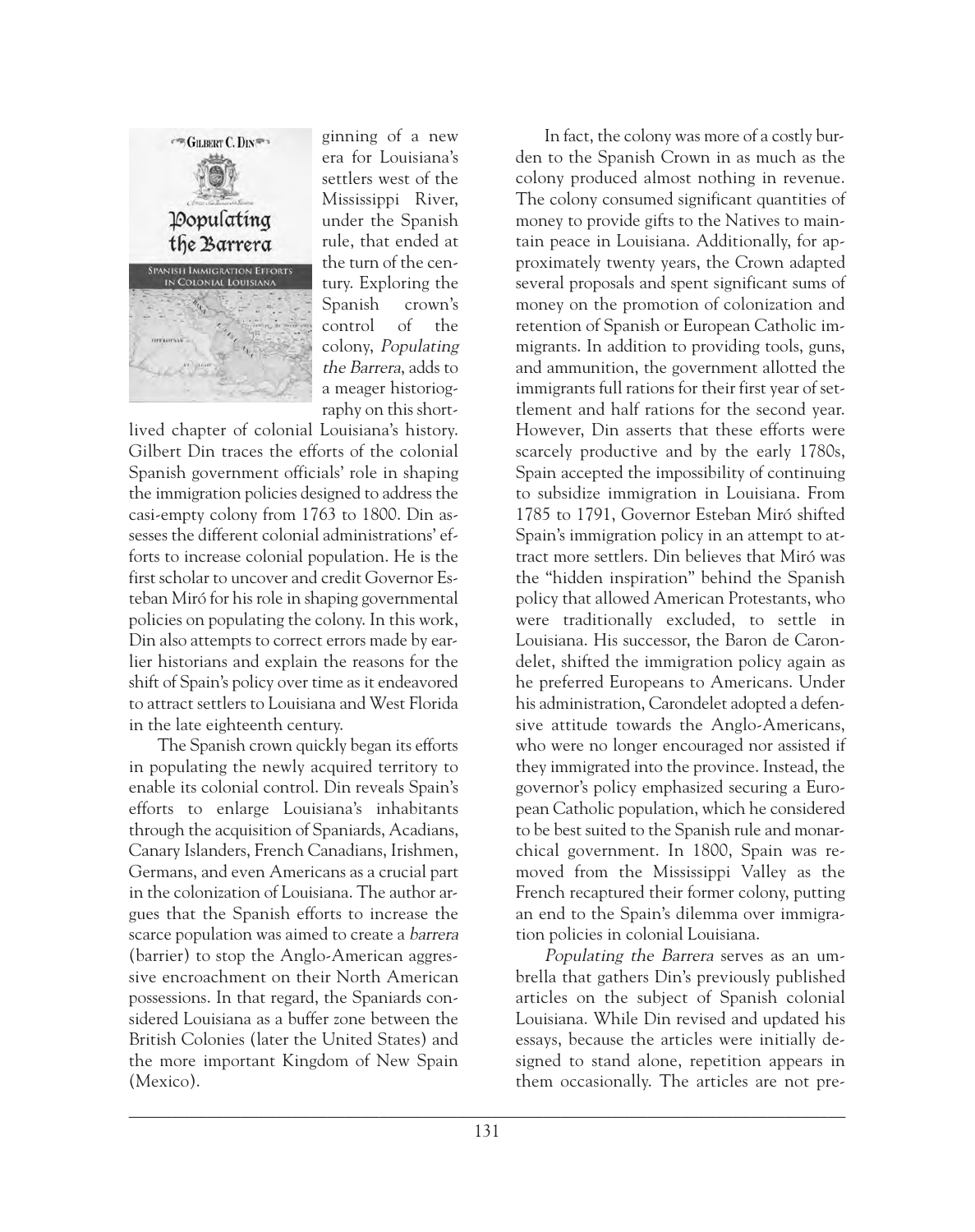ginning of a new era for Louisiana's settlers west of the Mississippi River, under the Spanish rule, that ended at the turn of the century. Exploring the Spanish crown's control of the colony, *Populating the Barrera*, adds to a meager historiography on this short-lived chapter of colonial Louisiana's history. Gilbert Din traces the efforts of the colonial Spanish government officials' role in shaping the immigration policies designed to address the casi-empty colony from 1763 to 1800. Din assesses the different colonial administrations' efforts to increase colonial population. He is the first scholar to uncover and credit Governor Esteban Miró for his role in shaping governmental policies on populating the colony. In this work, Din also attempts to correct errors made by earlier historians and explain the reasons for the shift of Spain's policy over time as it endeavored to attract settlers to Louisiana and West Florida in the late eighteenth century.

The Spanish crown quickly began its efforts in populating the newly acquired territory to enable its colonial control. Din reveals Spain's efforts to enlarge Louisiana's inhabitants through the acquisition of Spaniards, Acadians, Canary Islanders, French Canadians, Irishmen, Germans, and even Americans as a crucial part in the colonization of Louisiana. The author argues that the Spanish efforts to increase the scarce population was aimed to create a *barrera* (barrier) to stop the Anglo-American aggressive encroachment on their North American possessions. In that regard, the Spaniards considered Louisiana as a buffer zone between the British Colonies (later the United States) and the more important Kingdom of New Spain (Mexico).

In fact, the colony was more of a costly burden to the Spanish Crown in as much as the colony produced almost nothing in revenue. The colony consumed significant quantities of money to provide gifts to the Natives to maintain peace in Louisiana. Additionally, for approximately twenty years, the Crown adapted several proposals and spent significant sums of money on the promotion of colonization and retention of Spanish or European Catholic immigrants. In addition to providing tools, guns, and ammunition, the government allotted the immigrants full rations for their first year of settlement and half rations for the second year. However, Din asserts that these efforts were scarcely productive and by the early 1780s, Spain accepted the impossibility of continuing to subsidize immigration in Louisiana. From 1785 to 1791, Governor Esteban Miró shifted Spain's immigration policy in an attempt to attract more settlers. Din believes that Miró was the "hidden inspiration" behind the Spanish policy that allowed American Protestants, who were traditionally excluded, to settle in Louisiana. His successor, the Baron de Carondelet, shifted the immigration policy again as he preferred Europeans to Americans. Under his administration, Carondelet adopted a defensive attitude towards the Anglo-Americans, who were no longer encouraged nor assisted if they immigrated into the province. Instead, the governor's policy emphasized securing a European Catholic population, which he considered to be best suited to the Spanish rule and monarchical government. In 1800, Spain was removed from the Mississippi Valley as the French recaptured their former colony, putting an end to the Spain's dilemma over immigration policies in colonial Louisiana.

*Populating the Barrera* serves as an umbrella that gathers Din's previously published articles on the subject of Spanish colonial Louisiana. While Din revised and updated his essays, because the articles were initially designed to stand alone, repetition appears in them occasionally. The articles are not pre-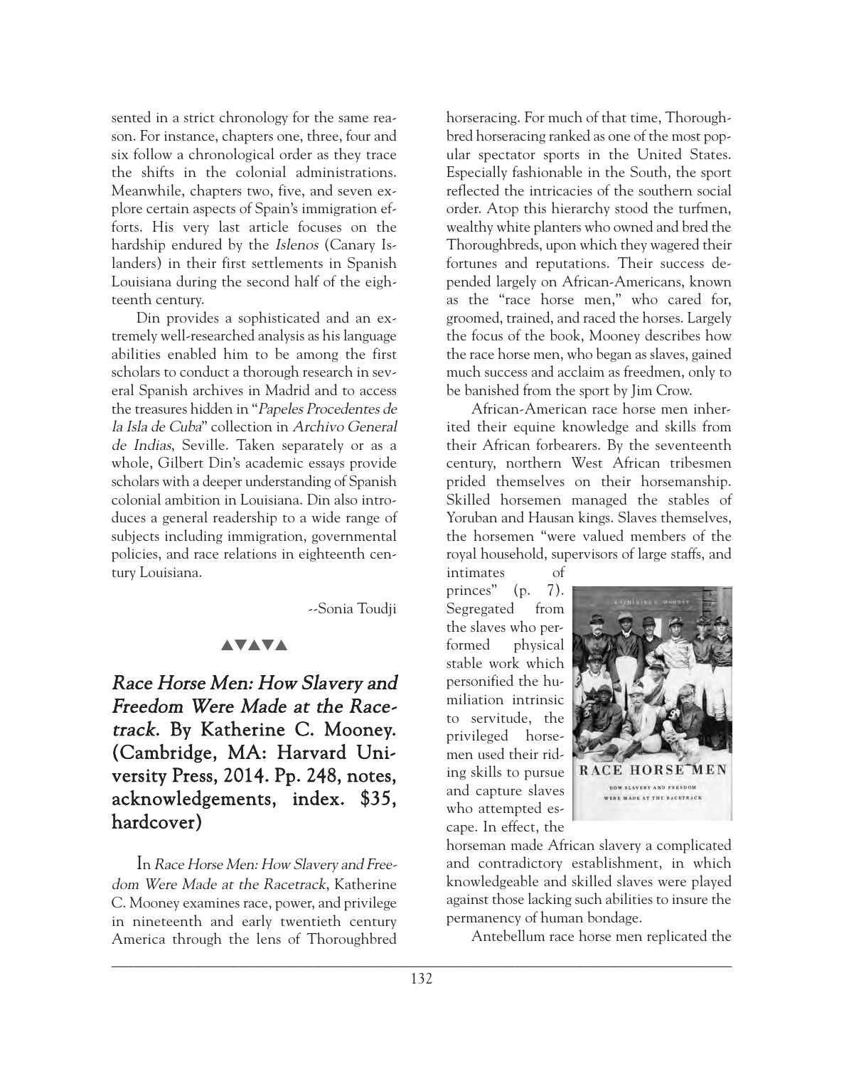sented in a strict chronology for the same reason. For instance, chapters one, three, four and six follow a chronological order as they trace the shifts in the colonial administrations. Meanwhile, chapters two, five, and seven explore certain aspects of Spain's immigration efforts. His very last article focuses on the hardship endured by the *Islenos* (Canary Islanders) in their first settlements in Spanish Louisiana during the second half of the eighteenth century.

Din provides a sophisticated and an extremely well-researched analysis as his language abilities enabled him to be among the first scholars to conduct a thorough research in several Spanish archives in Madrid and to access the treasures hidden in "*Papeles Procedentes de la Isla de Cuba*" collection in *Archivo General de Indias*, Seville. Taken separately or as a whole, Gilbert Din's academic essays provide scholars with a deeper understanding of Spanish colonial ambition in Louisiana. Din also introduces a general readership to a wide range of subjects including immigration, governmental policies, and race relations in eighteenth century Louisiana.

--Sonia Toudji

▲▼▲▼▲

## *Race Horse Men: How Slavery and Freedom Were Made at the Racetrack*. By Katherine C. Mooney. (Cambridge, MA: Harvard University Press, 2014. Pp. 248, notes, acknowledgements, index. $35, hardcover)

In *Race Horse Men: How Slavery and Freedom Were Made at the Racetrack*, Katherine C. Mooney examines race, power, and privilege in nineteenth and early twentieth century America through the lens of Thoroughbred horseracing. For much of that time, Thoroughbred horseracing ranked as one of the most popular spectator sports in the United States. Especially fashionable in the South, the sport reflected the intricacies of the southern social order. Atop this hierarchy stood the turfmen, wealthy white planters who owned and bred the Thoroughbreds, upon which they wagered their fortunes and reputations. Their success depended largely on African-Americans, known as the "race horse men," who cared for, groomed, trained, and raced the horses. Largely the focus of the book, Mooney describes how the race horse men, who began as slaves, gained much success and acclaim as freedmen, only to be banished from the sport by Jim Crow.

African-American race horse men inherited their equine knowledge and skills from their African forbearers. By the seventeenth century, northern West African tribesmen prided themselves on their horsemanship. Skilled horsemen managed the stables of Yoruban and Hausan kings. Slaves themselves, the horsemen "were valued members of the royal household, supervisors of large staffs, and intimates of princes" (p. 7). Segregated from the slaves who performed physical stable work which personified the humiliation intrinsic to servitude, the privileged horsemen used their riding skills to pursue and capture slaves who attempted escape. In effect, the horseman made African slavery a complicated and contradictory establishment, in which knowledgeable and skilled slaves were played against those lacking such abilities to insure the permanency of human bondage.

Antebellum race horse men replicated the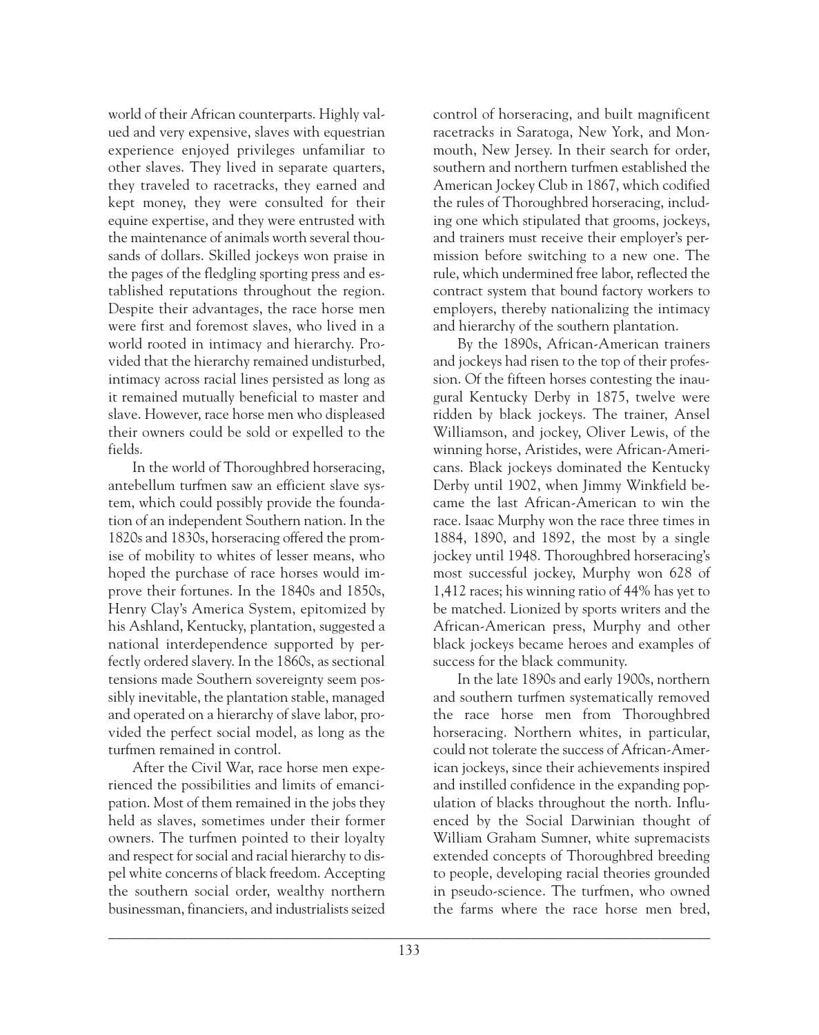world of their African counterparts. Highly valued and very expensive, slaves with equestrian experience enjoyed privileges unfamiliar to other slaves. They lived in separate quarters, they traveled to racetracks, they earned and kept money, they were consulted for their equine expertise, and they were entrusted with the maintenance of animals worth several thousands of dollars. Skilled jockeys won praise in the pages of the fledgling sporting press and established reputations throughout the region. Despite their advantages, the race horse men were first and foremost slaves, who lived in a world rooted in intimacy and hierarchy. Provided that the hierarchy remained undisturbed, intimacy across racial lines persisted as long as it remained mutually beneficial to master and slave. However, race horse men who displeased their owners could be sold or expelled to the fields.

In the world of Thoroughbred horseracing, antebellum turfmen saw an efficient slave system, which could possibly provide the foundation of an independent Southern nation. In the 1820s and 1830s, horseracing offered the promise of mobility to whites of lesser means, who hoped the purchase of race horses would improve their fortunes. In the 1840s and 1850s, Henry Clay's America System, epitomized by his Ashland, Kentucky, plantation, suggested a national interdependence supported by perfectly ordered slavery. In the 1860s, as sectional tensions made Southern sovereignty seem possibly inevitable, the plantation stable, managed and operated on a hierarchy of slave labor, provided the perfect social model, as long as the turfmen remained in control.

After the Civil War, race horse men experienced the possibilities and limits of emancipation. Most of them remained in the jobs they held as slaves, sometimes under their former owners. The turfmen pointed to their loyalty and respect for social and racial hierarchy to dispel white concerns of black freedom. Accepting the southern social order, wealthy northern businessman, financiers, and industrialists seized control of horseracing, and built magnificent racetracks in Saratoga, New York, and Monmouth, New Jersey. In their search for order, southern and northern turfmen established the American Jockey Club in 1867, which codified the rules of Thoroughbred horseracing, including one which stipulated that grooms, jockeys, and trainers must receive their employer's permission before switching to a new one. The rule, which undermined free labor, reflected the contract system that bound factory workers to employers, thereby nationalizing the intimacy and hierarchy of the southern plantation.

By the 1890s, African-American trainers and jockeys had risen to the top of their profession. Of the fifteen horses contesting the inaugural Kentucky Derby in 1875, twelve were ridden by black jockeys. The trainer, Ansel Williamson, and jockey, Oliver Lewis, of the winning horse, Aristides, were African-Americans. Black jockeys dominated the Kentucky Derby until 1902, when Jimmy Winkfield became the last African-American to win the race. Isaac Murphy won the race three times in 1884, 1890, and 1892, the most by a single jockey until 1948. Thoroughbred horseracing's most successful jockey, Murphy won 628 of 1,412 races; his winning ratio of 44% has yet to be matched. Lionized by sports writers and the African-American press, Murphy and other black jockeys became heroes and examples of success for the black community.

In the late 1890s and early 1900s, northern and southern turfmen systematically removed the race horse men from Thoroughbred horseracing. Northern whites, in particular, could not tolerate the success of African-American jockeys, since their achievements inspired and instilled confidence in the expanding population of blacks throughout the north. Influenced by the Social Darwinian thought of William Graham Sumner, white supremacists extended concepts of Thoroughbred breeding to people, developing racial theories grounded in pseudo-science. The turfmen, who owned the farms where the race horse men bred,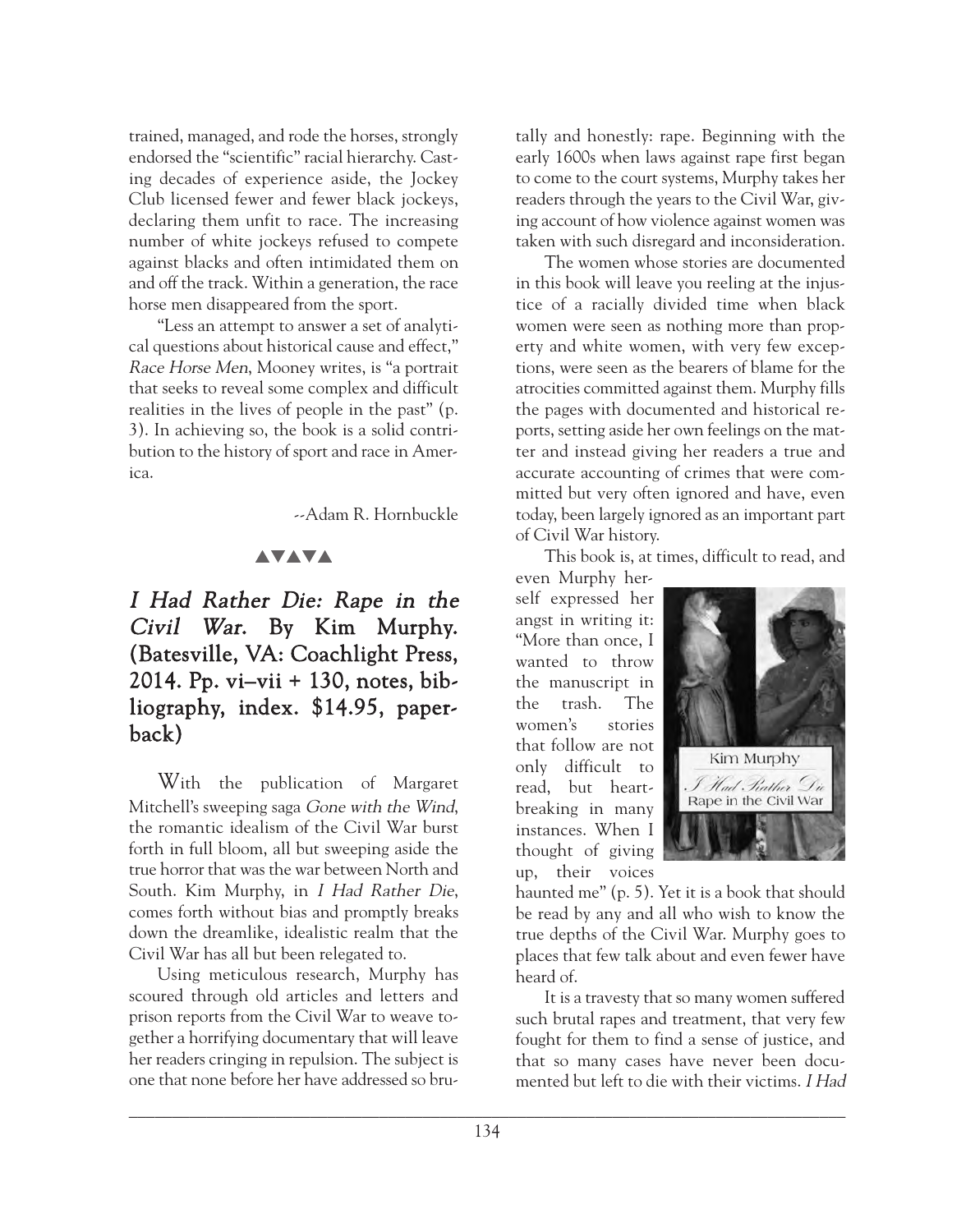trained, managed, and rode the horses, strongly endorsed the "scientific" racial hierarchy. Casting decades of experience aside, the Jockey Club licensed fewer and fewer black jockeys, declaring them unfit to race. The increasing number of white jockeys refused to compete against blacks and often intimidated them on and off the track. Within a generation, the race horse men disappeared from the sport.

"Less an attempt to answer a set of analytical questions about historical cause and effect," *Race Horse Men*, Mooney writes, is "a portrait that seeks to reveal some complex and difficult realities in the lives of people in the past" (p. 3). In achieving so, the book is a solid contribution to the history of sport and race in America.

--Adam R. Hornbuckle

▲▼▲▼▲

## *I Had Rather Die: Rape in the Civil War.* By Kim Murphy. (Batesville, VA: Coachlight Press, 2014. Pp. vi–vii + 130, notes, bibliography, index. $14.95, paperback)

With the publication of Margaret Mitchell's sweeping saga *Gone with the Wind*, the romantic idealism of the Civil War burst forth in full bloom, all but sweeping aside the true horror that was the war between North and South. Kim Murphy, in *I Had Rather Die*, comes forth without bias and promptly breaks down the dreamlike, idealistic realm that the Civil War has all but been relegated to.

Using meticulous research, Murphy has scoured through old articles and letters and prison reports from the Civil War to weave together a horrifying documentary that will leave her readers cringing in repulsion. The subject is one that none before her have addressed so brutally and honestly: rape. Beginning with the early 1600s when laws against rape first began to come to the court systems, Murphy takes her readers through the years to the Civil War, giving account of how violence against women was taken with such disregard and inconsideration.

The women whose stories are documented in this book will leave you reeling at the injustice of a racially divided time when black women were seen as nothing more than property and white women, with very few exceptions, were seen as the bearers of blame for the atrocities committed against them. Murphy fills the pages with documented and historical reports, setting aside her own feelings on the matter and instead giving her readers a true and accurate accounting of crimes that were committed but very often ignored and have, even today, been largely ignored as an important part of Civil War history.

This book is, at times, difficult to read, and even Murphy herself expressed her angst in writing it: "More than once, I wanted to throw the manuscript in the trash. The women's stories that follow are not only difficult to read, but heartbreaking in many instances. When I thought of giving up, their voices haunted me" (p. 5). Yet it is a book that should be read by any and all who wish to know the true depths of the Civil War. Murphy goes to places that few talk about and even fewer have heard of.

It is a travesty that so many women suffered such brutal rapes and treatment, that very few fought for them to find a sense of justice, and that so many cases have never been documented but left to die with their victims. *I Had*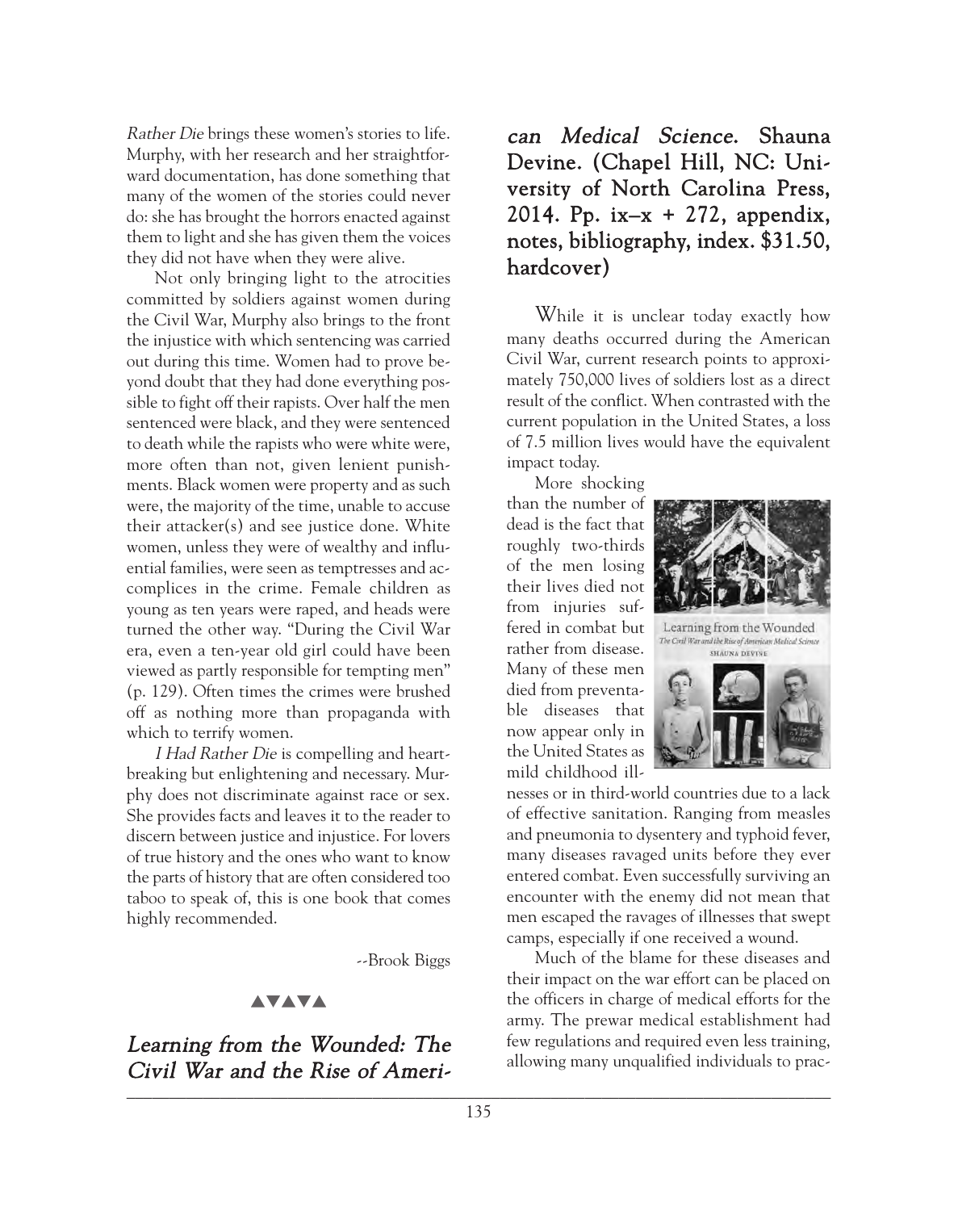*Rather Die* brings these women's stories to life. Murphy, with her research and her straightforward documentation, has done something that many of the women of the stories could never do: she has brought the horrors enacted against them to light and she has given them the voices they did not have when they were alive.

Not only bringing light to the atrocities committed by soldiers against women during the Civil War, Murphy also brings to the front the injustice with which sentencing was carried out during this time. Women had to prove beyond doubt that they had done everything possible to fight off their rapists. Over half the men sentenced were black, and they were sentenced to death while the rapists who were white were, more often than not, given lenient punishments. Black women were property and as such were, the majority of the time, unable to accuse their attacker(s) and see justice done. White women, unless they were of wealthy and influential families, were seen as temptresses and accomplices in the crime. Female children as young as ten years were raped, and heads were turned the other way. "During the Civil War era, even a ten-year old girl could have been viewed as partly responsible for tempting men" (p. 129). Often times the crimes were brushed off as nothing more than propaganda with which to terrify women.

*I Had Rather Die* is compelling and heartbreaking but enlightening and necessary. Murphy does not discriminate against race or sex. She provides facts and leaves it to the reader to discern between justice and injustice. For lovers of true history and the ones who want to know the parts of history that are often considered too taboo to speak of, this is one book that comes highly recommended.

--Brook Biggs

▲▼▲▼▲

## *Learning from the Wounded: The Civil War and the Rise of American Medical Science.* Shauna Devine. (Chapel Hill, NC: University of North Carolina Press, 2014. Pp. ix–x + 272, appendix, notes, bibliography, index. $31.50, hardcover)

While it is unclear today exactly how many deaths occurred during the American Civil War, current research points to approximately 750,000 lives of soldiers lost as a direct result of the conflict. When contrasted with the current population in the United States, a loss of 7.5 million lives would have the equivalent impact today.

More shocking than the number of dead is the fact that roughly two-thirds of the men losing their lives died not from injuries suffered in combat but rather from disease. Many of these men died from preventable diseases that now appear only in the United States as mild childhood illnesses or in third-world countries due to a lack of effective sanitation. Ranging from measles and pneumonia to dysentery and typhoid fever, many diseases ravaged units before they ever entered combat. Even successfully surviving an encounter with the enemy did not mean that men escaped the ravages of illnesses that swept camps, especially if one received a wound.

Much of the blame for these diseases and their impact on the war effort can be placed on the officers in charge of medical efforts for the army. The prewar medical establishment had few regulations and required even less training, allowing many unqualified individuals to prac-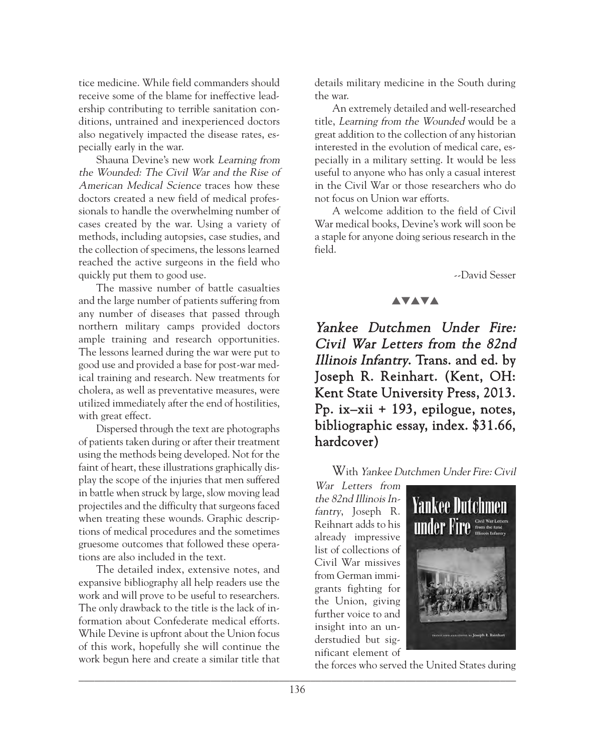tice medicine. While field commanders should receive some of the blame for ineffective leadership contributing to terrible sanitation conditions, untrained and inexperienced doctors also negatively impacted the disease rates, especially early in the war.

Shauna Devine's new work *Learning from the Wounded: The Civil War and the Rise of American Medical Science* traces how these doctors created a new field of medical professionals to handle the overwhelming number of cases created by the war. Using a variety of methods, including autopsies, case studies, and the collection of specimens, the lessons learned reached the active surgeons in the field who quickly put them to good use.

The massive number of battle casualties and the large number of patients suffering from any number of diseases that passed through northern military camps provided doctors ample training and research opportunities. The lessons learned during the war were put to good use and provided a base for post-war medical training and research. New treatments for cholera, as well as preventative measures, were utilized immediately after the end of hostilities, with great effect.

Dispersed through the text are photographs of patients taken during or after their treatment using the methods being developed. Not for the faint of heart, these illustrations graphically display the scope of the injuries that men suffered in battle when struck by large, slow moving lead projectiles and the difficulty that surgeons faced when treating these wounds. Graphic descriptions of medical procedures and the sometimes gruesome outcomes that followed these operations are also included in the text.

The detailed index, extensive notes, and expansive bibliography all help readers use the work and will prove to be useful to researchers. The only drawback to the title is the lack of information about Confederate medical efforts. While Devine is upfront about the Union focus of this work, hopefully she will continue the work begun here and create a similar title that details military medicine in the South during the war.

An extremely detailed and well-researched title, *Learning from the Wounded* would be a great addition to the collection of any historian interested in the evolution of medical care, especially in a military setting. It would be less useful to anyone who has only a casual interest in the Civil War or those researchers who do not focus on Union war efforts.

A welcome addition to the field of Civil War medical books, Devine's work will soon be a staple for anyone doing serious research in the field.

--David Sesser

▲▼▲▼▲

## *Yankee Dutchmen Under Fire: Civil War Letters from the 82nd Illinois Infantry.* Trans. and ed. by Joseph R. Reinhart. (Kent, OH: Kent State University Press, 2013. Pp. ix–xii + 193, epilogue, notes, bibliographic essay, index. $31.66, hardcover)

With *Yankee Dutchmen Under Fire: Civil War Letters from the 82nd Illinois Infantry*, Joseph R. Reihnart adds to his already impressive list of collections of Civil War missives from German immigrants fighting for the Union, giving further voice to and insight into an understudied but significant element of the forces who served the United States during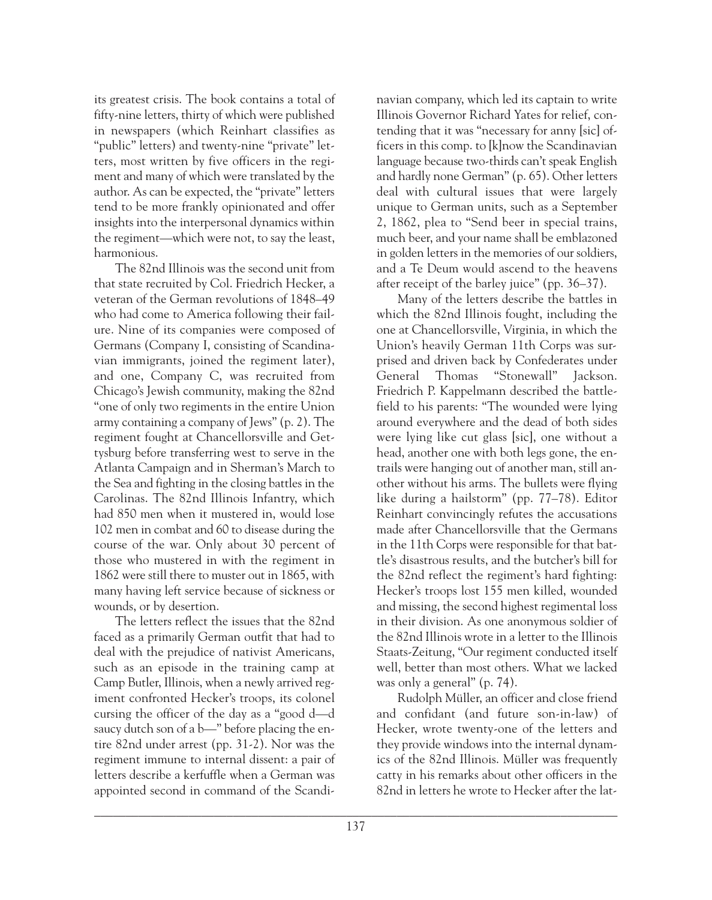its greatest crisis. The book contains a total of fifty-nine letters, thirty of which were published in newspapers (which Reinhart classifies as "public" letters) and twenty-nine "private" letters, most written by five officers in the regiment and many of which were translated by the author. As can be expected, the "private" letters tend to be more frankly opinionated and offer insights into the interpersonal dynamics within the regiment—which were not, to say the least, harmonious.

The 82nd Illinois was the second unit from that state recruited by Col. Friedrich Hecker, a veteran of the German revolutions of 1848–49 who had come to America following their failure. Nine of its companies were composed of Germans (Company I, consisting of Scandinavian immigrants, joined the regiment later), and one, Company C, was recruited from Chicago's Jewish community, making the 82nd "one of only two regiments in the entire Union army containing a company of Jews" (p. 2). The regiment fought at Chancellorsville and Gettysburg before transferring west to serve in the Atlanta Campaign and in Sherman's March to the Sea and fighting in the closing battles in the Carolinas. The 82nd Illinois Infantry, which had 850 men when it mustered in, would lose 102 men in combat and 60 to disease during the course of the war. Only about 30 percent of those who mustered in with the regiment in 1862 were still there to muster out in 1865, with many having left service because of sickness or wounds, or by desertion.

The letters reflect the issues that the 82nd faced as a primarily German outfit that had to deal with the prejudice of nativist Americans, such as an episode in the training camp at Camp Butler, Illinois, when a newly arrived regiment confronted Hecker's troops, its colonel cursing the officer of the day as a "good d—d saucy dutch son of a b—" before placing the entire 82nd under arrest (pp. 31-2). Nor was the regiment immune to internal dissent: a pair of letters describe a kerfuffle when a German was appointed second in command of the Scandinavian company, which led its captain to write Illinois Governor Richard Yates for relief, contending that it was "necessary for anny [sic] officers in this comp. to [k]now the Scandinavian language because two-thirds can't speak English and hardly none German" (p. 65). Other letters deal with cultural issues that were largely unique to German units, such as a September 2, 1862, plea to "Send beer in special trains, much beer, and your name shall be emblazoned in golden letters in the memories of our soldiers, and a Te Deum would ascend to the heavens after receipt of the barley juice" (pp. 36–37).

Many of the letters describe the battles in which the 82nd Illinois fought, including the one at Chancellorsville, Virginia, in which the Union's heavily German 11th Corps was surprised and driven back by Confederates under General Thomas "Stonewall" Jackson. Friedrich P. Kappelmann described the battlefield to his parents: "The wounded were lying around everywhere and the dead of both sides were lying like cut glass [sic], one without a head, another one with both legs gone, the entrails were hanging out of another man, still another without his arms. The bullets were flying like during a hailstorm" (pp. 77–78). Editor Reinhart convincingly refutes the accusations made after Chancellorsville that the Germans in the 11th Corps were responsible for that battle's disastrous results, and the butcher's bill for the 82nd reflect the regiment's hard fighting: Hecker's troops lost 155 men killed, wounded and missing, the second highest regimental loss in their division. As one anonymous soldier of the 82nd Illinois wrote in a letter to the Illinois Staats-Zeitung, "Our regiment conducted itself well, better than most others. What we lacked was only a general" (p. 74).

Rudolph Müller, an officer and close friend and confidant (and future son-in-law) of Hecker, wrote twenty-one of the letters and they provide windows into the internal dynamics of the 82nd Illinois. Müller was frequently catty in his remarks about other officers in the 82nd in letters he wrote to Hecker after the lat-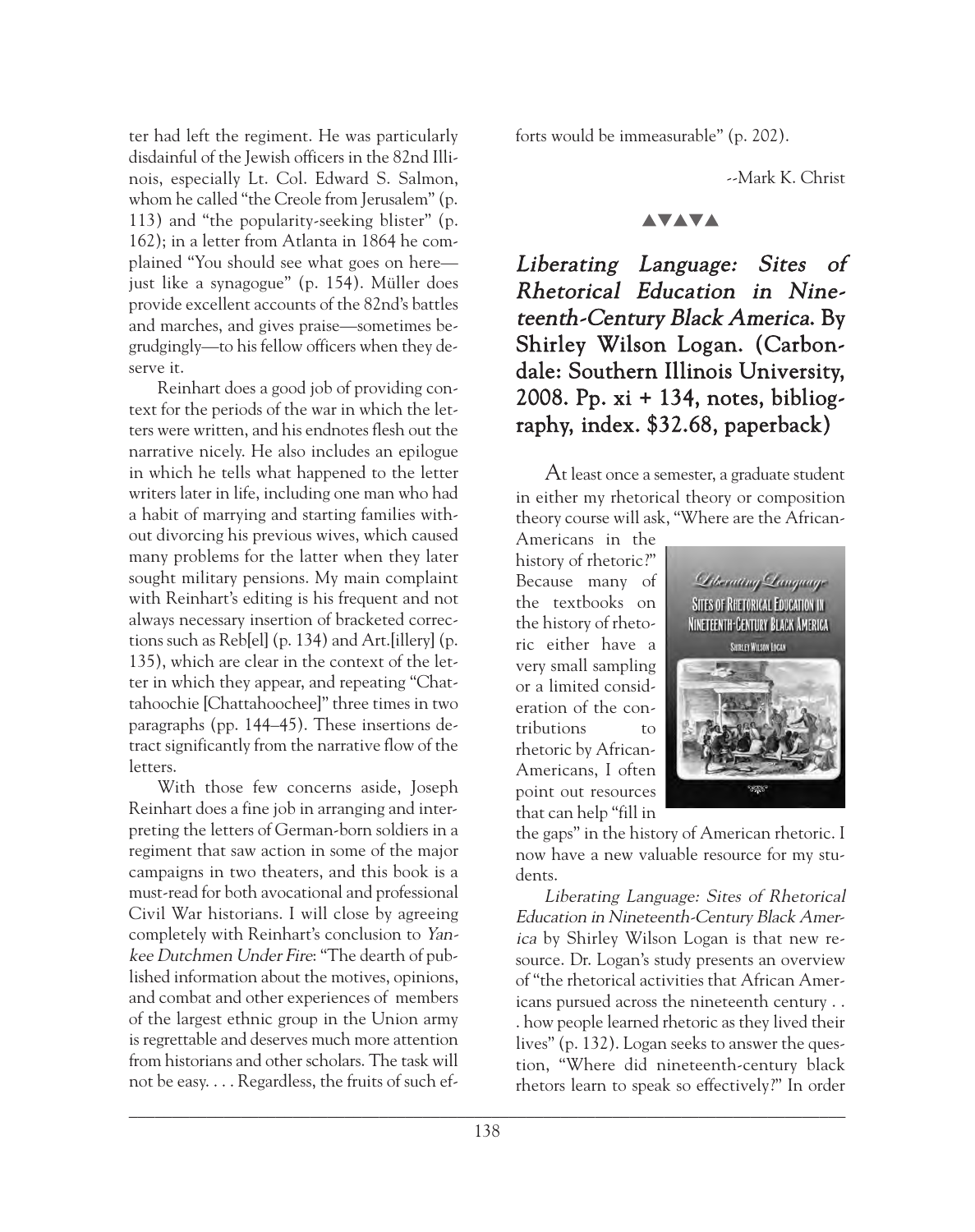ter had left the regiment. He was particularly disdainful of the Jewish officers in the 82nd Illinois, especially Lt. Col. Edward S. Salmon, whom he called "the Creole from Jerusalem" (p. 113) and "the popularity-seeking blister" (p. 162); in a letter from Atlanta in 1864 he complained "You should see what goes on here—just like a synagogue" (p. 154). Müller does provide excellent accounts of the 82nd's battles and marches, and gives praise—sometimes begrudgingly—to his fellow officers when they deserve it.

Reinhart does a good job of providing context for the periods of the war in which the letters were written, and his endnotes flesh out the narrative nicely. He also includes an epilogue in which he tells what happened to the letter writers later in life, including one man who had a habit of marrying and starting families without divorcing his previous wives, which caused many problems for the latter when they later sought military pensions. My main complaint with Reinhart's editing is his frequent and not always necessary insertion of bracketed corrections such as Reb[el] (p. 134) and Art.[illery] (p. 135), which are clear in the context of the letter in which they appear, and repeating "Chattahoochie [Chattahoochee]" three times in two paragraphs (pp. 144–45). These insertions detract significantly from the narrative flow of the letters.

With those few concerns aside, Joseph Reinhart does a fine job in arranging and interpreting the letters of German-born soldiers in a regiment that saw action in some of the major campaigns in two theaters, and this book is a must-read for both avocational and professional Civil War historians. I will close by agreeing completely with Reinhart's conclusion to *Yankee Dutchmen Under Fire*: "The dearth of published information about the motives, opinions, and combat and other experiences of members of the largest ethnic group in the Union army is regrettable and deserves much more attention from historians and other scholars. The task will not be easy. . . . Regardless, the fruits of such efforts would be immeasurable" (p. 202).

--Mark K. Christ

▲▼▲▼▲

## *Liberating Language: Sites of Rhetorical Education in Nineteenth-Century Black America*. By Shirley Wilson Logan. (Carbondale: Southern Illinois University, 2008. Pp. xi + 134, notes, bibliography, index. $32.68, paperback)

At least once a semester, a graduate student in either my rhetorical theory or composition theory course will ask, "Where are the African-Americans in the history of rhetoric?" Because many of the textbooks on the history of rhetoric either have a very small sampling or a limited consideration of the contributions to rhetoric by African-Americans, I often point out resources that can help "fill in the gaps" in the history of American rhetoric. I now have a new valuable resource for my students.

*Liberating Language: Sites of Rhetorical Education in Nineteenth-Century Black America* by Shirley Wilson Logan is that new resource. Dr. Logan's study presents an overview of "the rhetorical activities that African Americans pursued across the nineteenth century . . . how people learned rhetoric as they lived their lives" (p. 132). Logan seeks to answer the question, "Where did nineteenth-century black rhetors learn to speak so effectively?" In order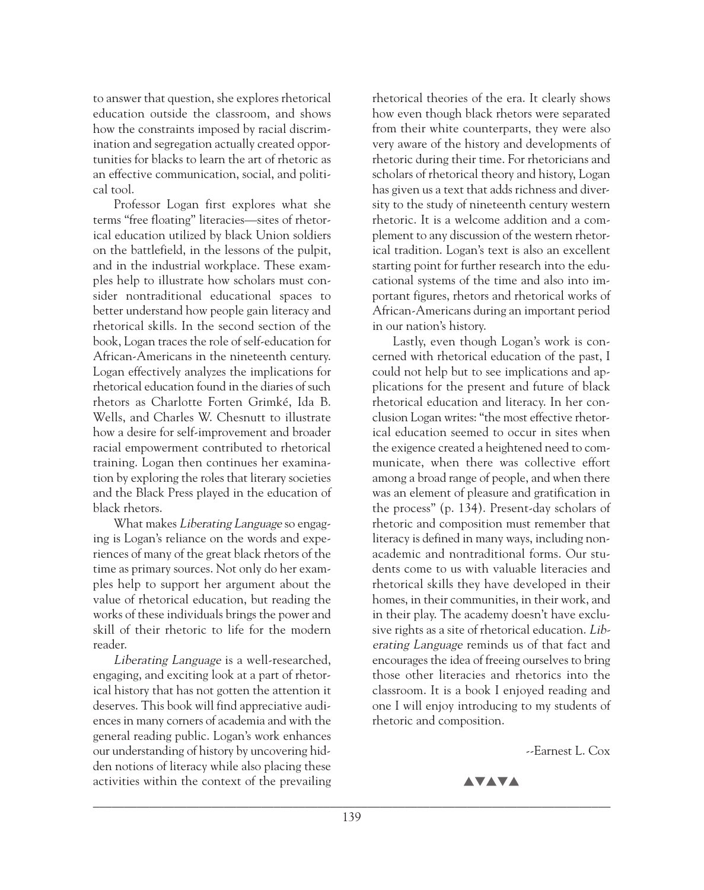to answer that question, she explores rhetorical education outside the classroom, and shows how the constraints imposed by racial discrimination and segregation actually created opportunities for blacks to learn the art of rhetoric as an effective communication, social, and political tool.

Professor Logan first explores what she terms "free floating" literacies—sites of rhetorical education utilized by black Union soldiers on the battlefield, in the lessons of the pulpit, and in the industrial workplace. These examples help to illustrate how scholars must consider nontraditional educational spaces to better understand how people gain literacy and rhetorical skills. In the second section of the book, Logan traces the role of self-education for African-Americans in the nineteenth century. Logan effectively analyzes the implications for rhetorical education found in the diaries of such rhetors as Charlotte Forten Grimké, Ida B. Wells, and Charles W. Chesnutt to illustrate how a desire for self-improvement and broader racial empowerment contributed to rhetorical training. Logan then continues her examination by exploring the roles that literary societies and the Black Press played in the education of black rhetors.

What makes *Liberating Language* so engaging is Logan's reliance on the words and experiences of many of the great black rhetors of the time as primary sources. Not only do her examples help to support her argument about the value of rhetorical education, but reading the works of these individuals brings the power and skill of their rhetoric to life for the modern reader.

*Liberating Language* is a well-researched, engaging, and exciting look at a part of rhetorical history that has not gotten the attention it deserves. This book will find appreciative audiences in many corners of academia and with the general reading public. Logan's work enhances our understanding of history by uncovering hidden notions of literacy while also placing these activities within the context of the prevailing rhetorical theories of the era. It clearly shows how even though black rhetors were separated from their white counterparts, they were also very aware of the history and developments of rhetoric during their time. For rhetoricians and scholars of rhetorical theory and history, Logan has given us a text that adds richness and diversity to the study of nineteenth century western rhetoric. It is a welcome addition and a complement to any discussion of the western rhetorical tradition. Logan's text is also an excellent starting point for further research into the educational systems of the time and also into important figures, rhetors and rhetorical works of African-Americans during an important period in our nation's history.

Lastly, even though Logan's work is concerned with rhetorical education of the past, I could not help but to see implications and applications for the present and future of black rhetorical education and literacy. In her conclusion Logan writes: "the most effective rhetorical education seemed to occur in sites when the exigence created a heightened need to communicate, when there was collective effort among a broad range of people, and when there was an element of pleasure and gratification in the process" (p. 134). Present-day scholars of rhetoric and composition must remember that literacy is defined in many ways, including nonacademic and nontraditional forms. Our students come to us with valuable literacies and rhetorical skills they have developed in their homes, in their communities, in their work, and in their play. The academy doesn't have exclusive rights as a site of rhetorical education. *Liberating Language* reminds us of that fact and encourages the idea of freeing ourselves to bring those other literacies and rhetorics into the classroom. It is a book I enjoyed reading and one I will enjoy introducing to my students of rhetoric and composition.

--Earnest L. Cox

▲▼▲▼▲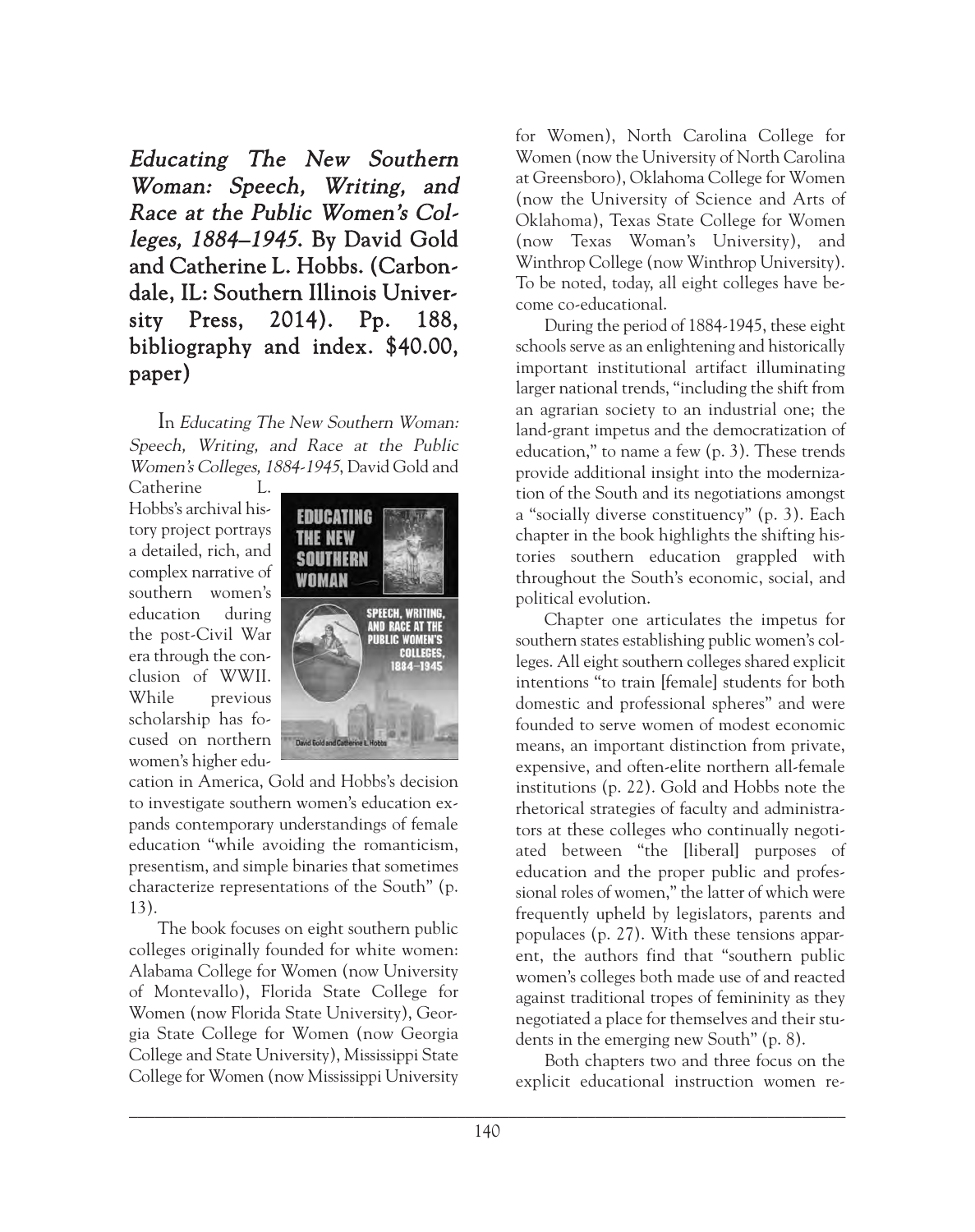***Educating The New Southern Woman: Speech, Writing, and Race at the Public Women's Colleges, 1884–1945.* By David Gold and Catherine L. Hobbs. (Carbondale, IL: Southern Illinois University Press, 2014). Pp. 188, bibliography and index. $40.00, paper)**

In *Educating The New Southern Woman: Speech, Writing, and Race at the Public Women's Colleges, 1884-1945*, David Gold and Catherine L. Hobbs's archival history project portrays a detailed, rich, and complex narrative of southern women's education during the post-Civil War era through the conclusion of WWII. While previous scholarship has focused on northern women's higher education in America, Gold and Hobbs's decision to investigate southern women's education expands contemporary understandings of female education "while avoiding the romanticism, presentism, and simple binaries that sometimes characterize representations of the South" (p. 13).

The book focuses on eight southern public colleges originally founded for white women: Alabama College for Women (now University of Montevallo), Florida State College for Women (now Florida State University), Georgia State College for Women (now Georgia College and State University), Mississippi State College for Women (now Mississippi University for Women), North Carolina College for Women (now the University of North Carolina at Greensboro), Oklahoma College for Women (now the University of Science and Arts of Oklahoma), Texas State College for Women (now Texas Woman's University), and Winthrop College (now Winthrop University). To be noted, today, all eight colleges have become co-educational.

During the period of 1884-1945, these eight schools serve as an enlightening and historically important institutional artifact illuminating larger national trends, "including the shift from an agrarian society to an industrial one; the land-grant impetus and the democratization of education," to name a few (p. 3). These trends provide additional insight into the modernization of the South and its negotiations amongst a "socially diverse constituency" (p. 3). Each chapter in the book highlights the shifting histories southern education grappled with throughout the South's economic, social, and political evolution.

Chapter one articulates the impetus for southern states establishing public women's colleges. All eight southern colleges shared explicit intentions "to train [female] students for both domestic and professional spheres" and were founded to serve women of modest economic means, an important distinction from private, expensive, and often-elite northern all-female institutions (p. 22). Gold and Hobbs note the rhetorical strategies of faculty and administrators at these colleges who continually negotiated between "the [liberal] purposes of education and the proper public and professional roles of women," the latter of which were frequently upheld by legislators, parents and populaces (p. 27). With these tensions apparent, the authors find that "southern public women's colleges both made use of and reacted against traditional tropes of femininity as they negotiated a place for themselves and their students in the emerging new South" (p. 8).

Both chapters two and three focus on the explicit educational instruction women re-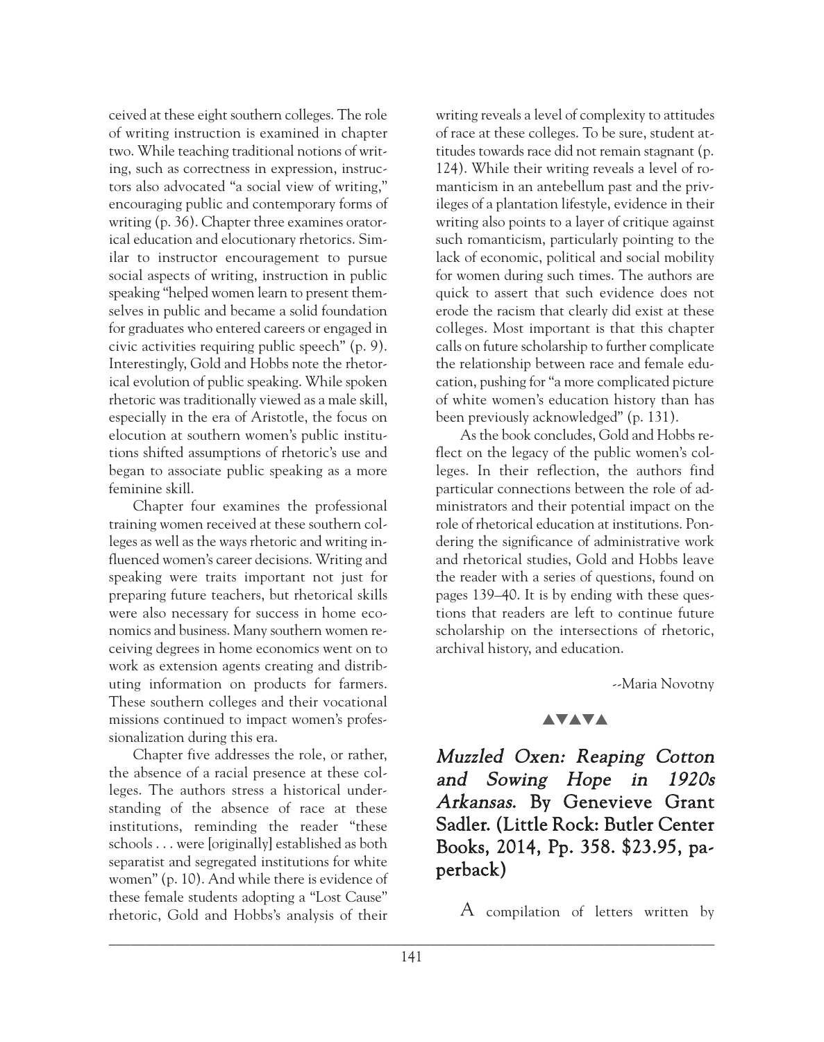ceived at these eight southern colleges. The role of writing instruction is examined in chapter two. While teaching traditional notions of writing, such as correctness in expression, instructors also advocated "a social view of writing," encouraging public and contemporary forms of writing (p. 36). Chapter three examines oratorical education and elocutionary rhetorics. Similar to instructor encouragement to pursue social aspects of writing, instruction in public speaking "helped women learn to present themselves in public and became a solid foundation for graduates who entered careers or engaged in civic activities requiring public speech" (p. 9). Interestingly, Gold and Hobbs note the rhetorical evolution of public speaking. While spoken rhetoric was traditionally viewed as a male skill, especially in the era of Aristotle, the focus on elocution at southern women's public institutions shifted assumptions of rhetoric's use and began to associate public speaking as a more feminine skill.

Chapter four examines the professional training women received at these southern colleges as well as the ways rhetoric and writing influenced women's career decisions. Writing and speaking were traits important not just for preparing future teachers, but rhetorical skills were also necessary for success in home economics and business. Many southern women receiving degrees in home economics went on to work as extension agents creating and distributing information on products for farmers. These southern colleges and their vocational missions continued to impact women's professionalization during this era.

Chapter five addresses the role, or rather, the absence of a racial presence at these colleges. The authors stress a historical understanding of the absence of race at these institutions, reminding the reader "these schools . . . were [originally] established as both separatist and segregated institutions for white women" (p. 10). And while there is evidence of these female students adopting a "Lost Cause" rhetoric, Gold and Hobbs's analysis of their writing reveals a level of complexity to attitudes of race at these colleges. To be sure, student attitudes towards race did not remain stagnant (p. 124). While their writing reveals a level of romanticism in an antebellum past and the privileges of a plantation lifestyle, evidence in their writing also points to a layer of critique against such romanticism, particularly pointing to the lack of economic, political and social mobility for women during such times. The authors are quick to assert that such evidence does not erode the racism that clearly did exist at these colleges. Most important is that this chapter calls on future scholarship to further complicate the relationship between race and female education, pushing for "a more complicated picture of white women's education history than has been previously acknowledged" (p. 131).

As the book concludes, Gold and Hobbs reflect on the legacy of the public women's colleges. In their reflection, the authors find particular connections between the role of administrators and their potential impact on the role of rhetorical education at institutions. Pondering the significance of administrative work and rhetorical studies, Gold and Hobbs leave the reader with a series of questions, found on pages 139–40. It is by ending with these questions that readers are left to continue future scholarship on the intersections of rhetoric, archival history, and education.

--Maria Novotny

▲▼▲▼▲

## *Muzzled Oxen: Reaping Cotton and Sowing Hope in 1920s Arkansas.* By Genevieve Grant Sadler. (Little Rock: Butler Center Books, 2014, Pp. 358. $23.95, paperback)

A compilation of letters written by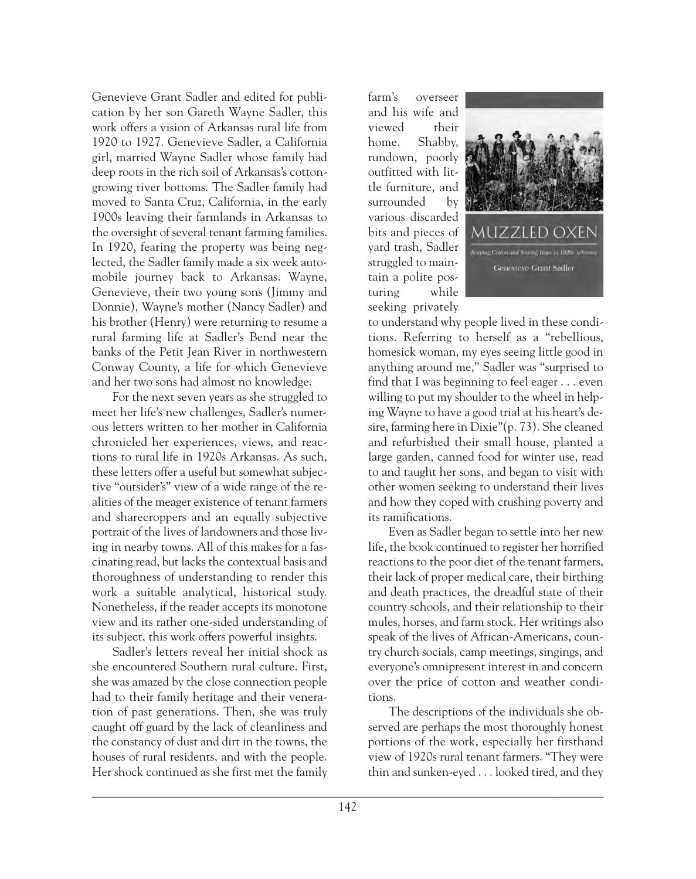Genevieve Grant Sadler and edited for publication by her son Gareth Wayne Sadler, this work offers a vision of Arkansas rural life from 1920 to 1927. Genevieve Sadler, a California girl, married Wayne Sadler whose family had deep roots in the rich soil of Arkansas's cotton-growing river bottoms. The Sadler family had moved to Santa Cruz, California, in the early 1900s leaving their farmlands in Arkansas to the oversight of several tenant farming families. In 1920, fearing the property was being neglected, the Sadler family made a six week automobile journey back to Arkansas. Wayne, Genevieve, their two young sons (Jimmy and Donnie), Wayne's mother (Nancy Sadler) and his brother (Henry) were returning to resume a rural farming life at Sadler's Bend near the banks of the Petit Jean River in northwestern Conway County, a life for which Genevieve and her two sons had almost no knowledge.

For the next seven years as she struggled to meet her life's new challenges, Sadler's numerous letters written to her mother in California chronicled her experiences, views, and reactions to rural life in 1920s Arkansas. As such, these letters offer a useful but somewhat subjective "outsider's" view of a wide range of the realities of the meager existence of tenant farmers and sharecroppers and an equally subjective portrait of the lives of landowners and those living in nearby towns. All of this makes for a fascinating read, but lacks the contextual basis and thoroughness of understanding to render this work a suitable analytical, historical study. Nonetheless, if the reader accepts its monotone view and its rather one-sided understanding of its subject, this work offers powerful insights.

Sadler's letters reveal her initial shock as she encountered Southern rural culture. First, she was amazed by the close connection people had to their family heritage and their veneration of past generations. Then, she was truly caught off guard by the lack of cleanliness and the constancy of dust and dirt in the towns, the houses of rural residents, and with the people. Her shock continued as she first met the family farm's overseer and his wife and viewed their home. Shabby, rundown, poorly outfitted with little furniture, and surrounded by various discarded bits and pieces of yard trash, Sadler struggled to maintain a polite posturing while seeking privately to understand why people lived in these conditions. Referring to herself as a "rebellious, homesick woman, my eyes seeing little good in anything around me," Sadler was "surprised to find that I was beginning to feel eager . . . even willing to put my shoulder to the wheel in helping Wayne to have a good trial at his heart's desire, farming here in Dixie"(p. 73). She cleaned and refurbished their small house, planted a large garden, canned food for winter use, read to and taught her sons, and began to visit with other women seeking to understand their lives and how they coped with crushing poverty and its ramifications.

Even as Sadler began to settle into her new life, the book continued to register her horrified reactions to the poor diet of the tenant farmers, their lack of proper medical care, their birthing and death practices, the dreadful state of their country schools, and their relationship to their mules, horses, and farm stock. Her writings also speak of the lives of African-Americans, country church socials, camp meetings, singings, and everyone's omnipresent interest in and concern over the price of cotton and weather conditions.

The descriptions of the individuals she observed are perhaps the most thoroughly honest portions of the work, especially her firsthand view of 1920s rural tenant farmers. "They were thin and sunken-eyed . . . looked tired, and they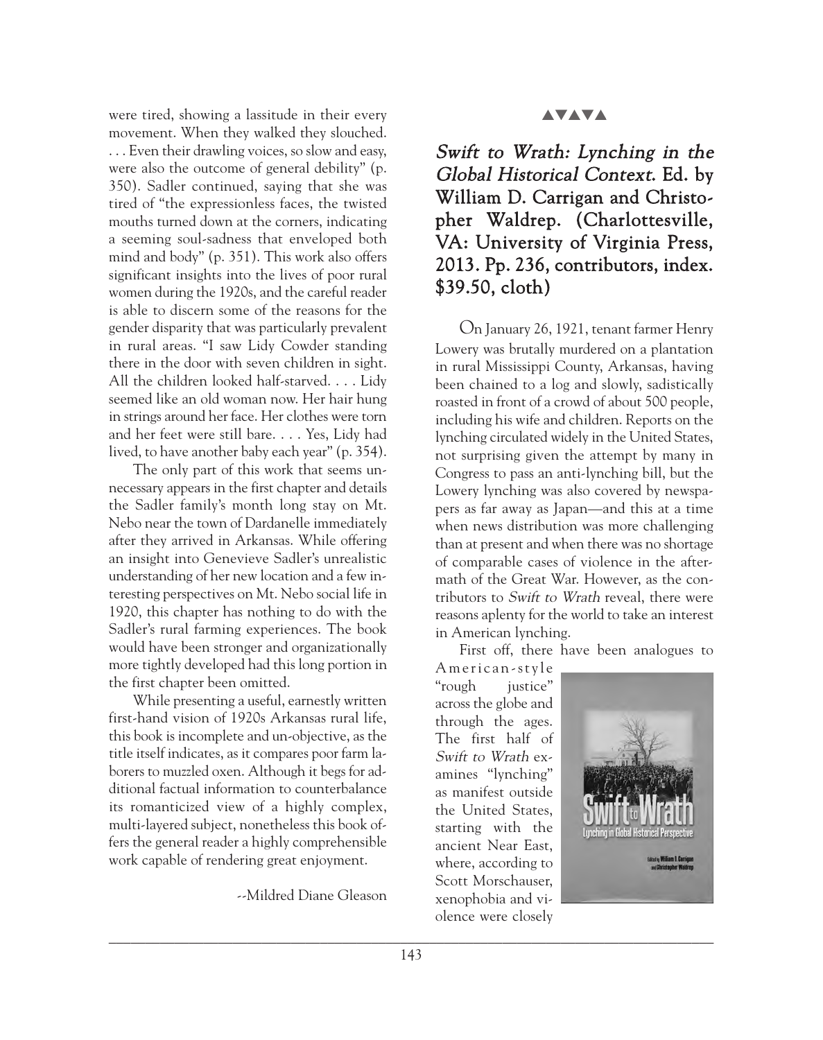were tired, showing a lassitude in their every movement. When they walked they slouched. . . . Even their drawling voices, so slow and easy, were also the outcome of general debility" (p. 350). Sadler continued, saying that she was tired of "the expressionless faces, the twisted mouths turned down at the corners, indicating a seeming soul-sadness that enveloped both mind and body" (p. 351). This work also offers significant insights into the lives of poor rural women during the 1920s, and the careful reader is able to discern some of the reasons for the gender disparity that was particularly prevalent in rural areas. "I saw Lidy Cowder standing there in the door with seven children in sight. All the children looked half-starved. . . . Lidy seemed like an old woman now. Her hair hung in strings around her face. Her clothes were torn and her feet were still bare. . . . Yes, Lidy had lived, to have another baby each year" (p. 354).

The only part of this work that seems unnecessary appears in the first chapter and details the Sadler family's month long stay on Mt. Nebo near the town of Dardanelle immediately after they arrived in Arkansas. While offering an insight into Genevieve Sadler's unrealistic understanding of her new location and a few interesting perspectives on Mt. Nebo social life in 1920, this chapter has nothing to do with the Sadler's rural farming experiences. The book would have been stronger and organizationally more tightly developed had this long portion in the first chapter been omitted.

While presenting a useful, earnestly written first-hand vision of 1920s Arkansas rural life, this book is incomplete and un-objective, as the title itself indicates, as it compares poor farm laborers to muzzled oxen. Although it begs for additional factual information to counterbalance its romanticized view of a highly complex, multi-layered subject, nonetheless this book offers the general reader a highly comprehensible work capable of rendering great enjoyment.

--Mildred Diane Gleason

▲▼▲▼▲

## *Swift to Wrath: Lynching in the Global Historical Context.* Ed. by William D. Carrigan and Christopher Waldrep. (Charlottesville, VA: University of Virginia Press, 2013. Pp. 236, contributors, index. $39.50, cloth)

On January 26, 1921, tenant farmer Henry Lowery was brutally murdered on a plantation in rural Mississippi County, Arkansas, having been chained to a log and slowly, sadistically roasted in front of a crowd of about 500 people, including his wife and children. Reports on the lynching circulated widely in the United States, not surprising given the attempt by many in Congress to pass an anti-lynching bill, but the Lowery lynching was also covered by newspapers as far away as Japan—and this at a time when news distribution was more challenging than at present and when there was no shortage of comparable cases of violence in the aftermath of the Great War. However, as the contributors to *Swift to Wrath* reveal, there were reasons aplenty for the world to take an interest in American lynching.

First off, there have been analogues to American-style "rough justice" across the globe and through the ages. The first half of *Swift to Wrath* examines "lynching" as manifest outside the United States, starting with the ancient Near East, where, according to Scott Morschauser, xenophobia and violence were closely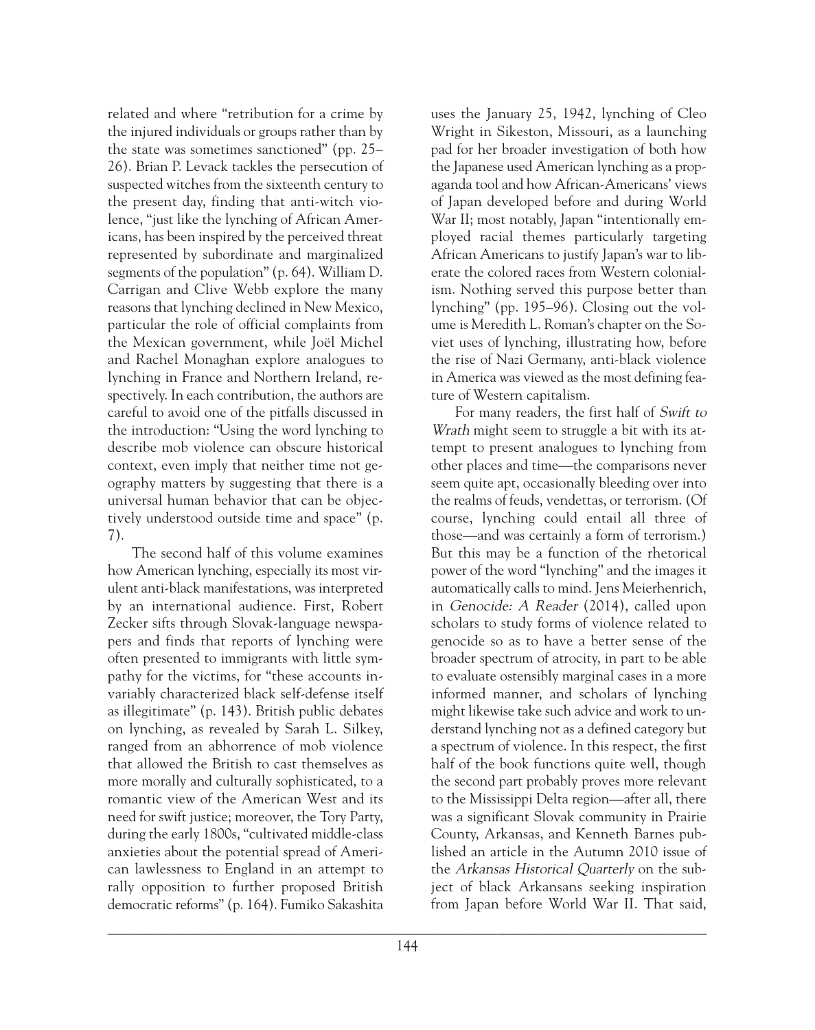related and where "retribution for a crime by the injured individuals or groups rather than by the state was sometimes sanctioned" (pp. 25–26). Brian P. Levack tackles the persecution of suspected witches from the sixteenth century to the present day, finding that anti-witch violence, "just like the lynching of African Americans, has been inspired by the perceived threat represented by subordinate and marginalized segments of the population" (p. 64). William D. Carrigan and Clive Webb explore the many reasons that lynching declined in New Mexico, particular the role of official complaints from the Mexican government, while Joël Michel and Rachel Monaghan explore analogues to lynching in France and Northern Ireland, respectively. In each contribution, the authors are careful to avoid one of the pitfalls discussed in the introduction: "Using the word lynching to describe mob violence can obscure historical context, even imply that neither time not geography matters by suggesting that there is a universal human behavior that can be objectively understood outside time and space" (p. 7).

The second half of this volume examines how American lynching, especially its most virulent anti-black manifestations, was interpreted by an international audience. First, Robert Zecker sifts through Slovak-language newspapers and finds that reports of lynching were often presented to immigrants with little sympathy for the victims, for "these accounts invariably characterized black self-defense itself as illegitimate" (p. 143). British public debates on lynching, as revealed by Sarah L. Silkey, ranged from an abhorrence of mob violence that allowed the British to cast themselves as more morally and culturally sophisticated, to a romantic view of the American West and its need for swift justice; moreover, the Tory Party, during the early 1800s, "cultivated middle-class anxieties about the potential spread of American lawlessness to England in an attempt to rally opposition to further proposed British democratic reforms" (p. 164). Fumiko Sakashita uses the January 25, 1942, lynching of Cleo Wright in Sikeston, Missouri, as a launching pad for her broader investigation of both how the Japanese used American lynching as a propaganda tool and how African-Americans' views of Japan developed before and during World War II; most notably, Japan "intentionally employed racial themes particularly targeting African Americans to justify Japan's war to liberate the colored races from Western colonialism. Nothing served this purpose better than lynching" (pp. 195–96). Closing out the volume is Meredith L. Roman's chapter on the Soviet uses of lynching, illustrating how, before the rise of Nazi Germany, anti-black violence in America was viewed as the most defining feature of Western capitalism.

For many readers, the first half of *Swift to Wrath* might seem to struggle a bit with its attempt to present analogues to lynching from other places and time—the comparisons never seem quite apt, occasionally bleeding over into the realms of feuds, vendettas, or terrorism. (Of course, lynching could entail all three of those—and was certainly a form of terrorism.) But this may be a function of the rhetorical power of the word "lynching" and the images it automatically calls to mind. Jens Meierhenrich, in *Genocide: A Reader* (2014), called upon scholars to study forms of violence related to genocide so as to have a better sense of the broader spectrum of atrocity, in part to be able to evaluate ostensibly marginal cases in a more informed manner, and scholars of lynching might likewise take such advice and work to understand lynching not as a defined category but a spectrum of violence. In this respect, the first half of the book functions quite well, though the second part probably proves more relevant to the Mississippi Delta region—after all, there was a significant Slovak community in Prairie County, Arkansas, and Kenneth Barnes published an article in the Autumn 2010 issue of the *Arkansas Historical Quarterly* on the subject of black Arkansans seeking inspiration from Japan before World War II. That said,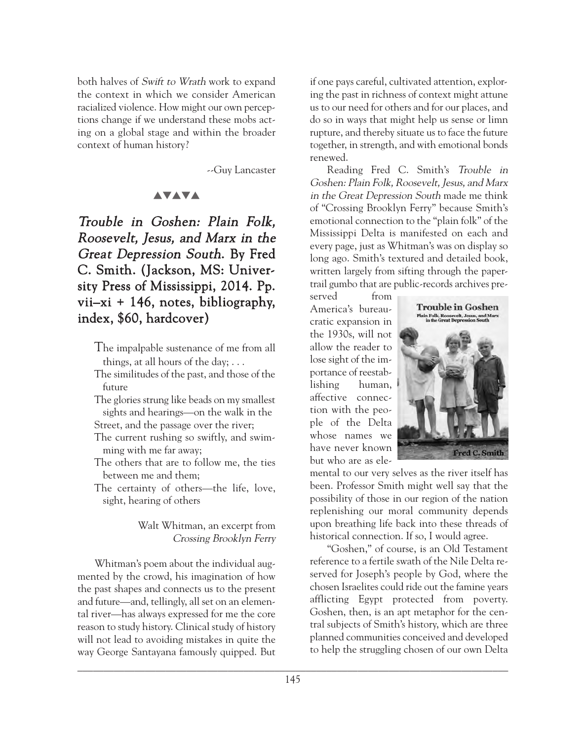both halves of *Swift to Wrath* work to expand the context in which we consider American racialized violence. How might our own perceptions change if we understand these mobs acting on a global stage and within the broader context of human history?

--Guy Lancaster

▲▼▲▼▲

## *Trouble in Goshen: Plain Folk, Roosevelt, Jesus, and Marx in the Great Depression South*. By Fred C. Smith. (Jackson, MS: University Press of Mississippi, 2014. Pp. vii–xi + 146, notes, bibliography, index, $60, hardcover)

> The impalpable sustenance of me from all things, at all hours of the day; . . .
> The similitudes of the past, and those of the future
> The glories strung like beads on my smallest sights and hearings—on the walk in the Street, and the passage over the river;
> The current rushing so swiftly, and swimming with me far away;
> The others that are to follow me, the ties between me and them;
> The certainty of others—the life, love, sight, hearing of others
>
> Walt Whitman, an excerpt from *Crossing Brooklyn Ferry*

Whitman's poem about the individual augmented by the crowd, his imagination of how the past shapes and connects us to the present and future—and, tellingly, all set on an elemental river—has always expressed for me the core reason to study history. Clinical study of history will not lead to avoiding mistakes in quite the way George Santayana famously quipped. But if one pays careful, cultivated attention, exploring the past in richness of context might attune us to our need for others and for our places, and do so in ways that might help us sense or limn rupture, and thereby situate us to face the future together, in strength, and with emotional bonds renewed.

Reading Fred C. Smith's *Trouble in Goshen: Plain Folk, Roosevelt, Jesus, and Marx in the Great Depression South* made me think of "Crossing Brooklyn Ferry" because Smith's emotional connection to the "plain folk" of the Mississippi Delta is manifested on each and every page, just as Whitman's was on display so long ago. Smith's textured and detailed book, written largely from sifting through the paper-trail gumbo that are public-records archives preserved from America's bureaucratic expansion in the 1930s, will not allow the reader to lose sight of the importance of reestablishing human, affective connection with the people of the Delta whose names we have never known but who are as elemental to our very selves as the river itself has been. Professor Smith might well say that the possibility of those in our region of the nation replenishing our moral community depends upon breathing life back into these threads of historical connection. If so, I would agree.

"Goshen," of course, is an Old Testament reference to a fertile swath of the Nile Delta reserved for Joseph's people by God, where the chosen Israelites could ride out the famine years afflicting Egypt protected from poverty. Goshen, then, is an apt metaphor for the central subjects of Smith's history, which are three planned communities conceived and developed to help the struggling chosen of our own Delta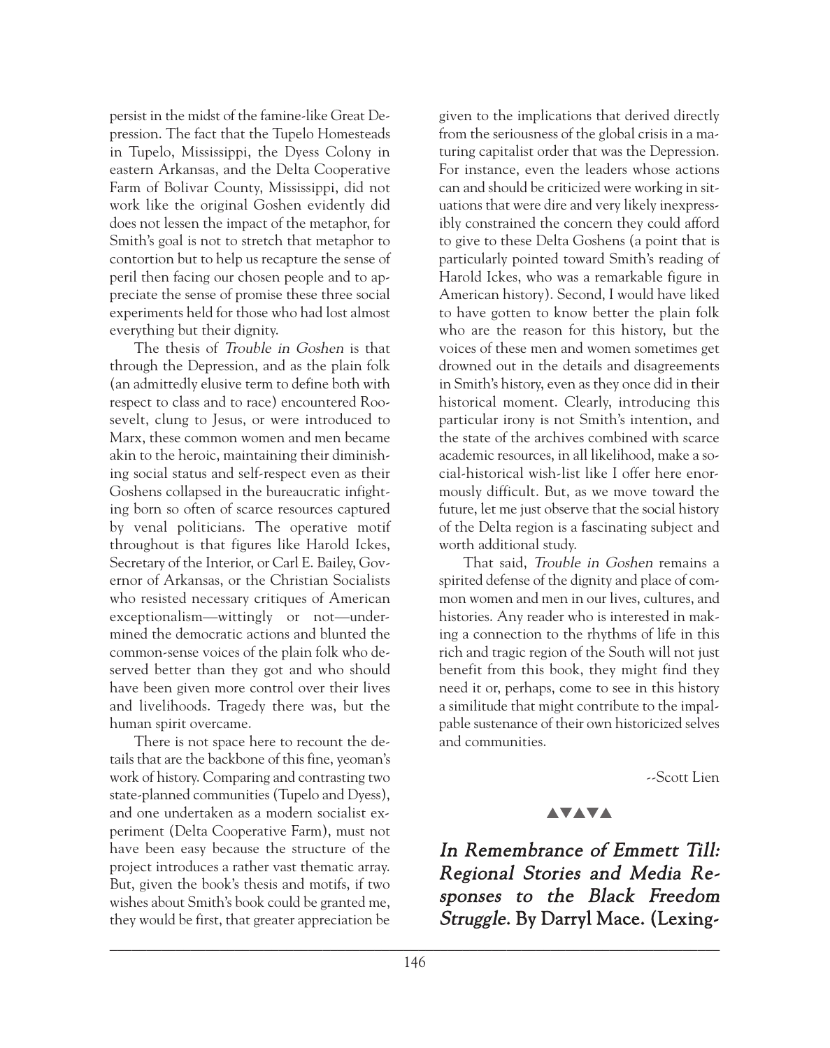persist in the midst of the famine-like Great Depression. The fact that the Tupelo Homesteads in Tupelo, Mississippi, the Dyess Colony in eastern Arkansas, and the Delta Cooperative Farm of Bolivar County, Mississippi, did not work like the original Goshen evidently did does not lessen the impact of the metaphor, for Smith's goal is not to stretch that metaphor to contortion but to help us recapture the sense of peril then facing our chosen people and to appreciate the sense of promise these three social experiments held for those who had lost almost everything but their dignity.

The thesis of *Trouble in Goshen* is that through the Depression, and as the plain folk (an admittedly elusive term to define both with respect to class and to race) encountered Roosevelt, clung to Jesus, or were introduced to Marx, these common women and men became akin to the heroic, maintaining their diminishing social status and self-respect even as their Goshens collapsed in the bureaucratic infighting born so often of scarce resources captured by venal politicians. The operative motif throughout is that figures like Harold Ickes, Secretary of the Interior, or Carl E. Bailey, Governor of Arkansas, or the Christian Socialists who resisted necessary critiques of American exceptionalism—wittingly or not—undermined the democratic actions and blunted the common-sense voices of the plain folk who deserved better than they got and who should have been given more control over their lives and livelihoods. Tragedy there was, but the human spirit overcame.

There is not space here to recount the details that are the backbone of this fine, yeoman's work of history. Comparing and contrasting two state-planned communities (Tupelo and Dyess), and one undertaken as a modern socialist experiment (Delta Cooperative Farm), must not have been easy because the structure of the project introduces a rather vast thematic array. But, given the book's thesis and motifs, if two wishes about Smith's book could be granted me, they would be first, that greater appreciation be given to the implications that derived directly from the seriousness of the global crisis in a maturing capitalist order that was the Depression. For instance, even the leaders whose actions can and should be criticized were working in situations that were dire and very likely inexpressibly constrained the concern they could afford to give to these Delta Goshens (a point that is particularly pointed toward Smith's reading of Harold Ickes, who was a remarkable figure in American history). Second, I would have liked to have gotten to know better the plain folk who are the reason for this history, but the voices of these men and women sometimes get drowned out in the details and disagreements in Smith's history, even as they once did in their historical moment. Clearly, introducing this particular irony is not Smith's intention, and the state of the archives combined with scarce academic resources, in all likelihood, make a social-historical wish-list like I offer here enormously difficult. But, as we move toward the future, let me just observe that the social history of the Delta region is a fascinating subject and worth additional study.

That said, *Trouble in Goshen* remains a spirited defense of the dignity and place of common women and men in our lives, cultures, and histories. Any reader who is interested in making a connection to the rhythms of life in this rich and tragic region of the South will not just benefit from this book, they might find they need it or, perhaps, come to see in this history a similitude that might contribute to the impalpable sustenance of their own historicized selves and communities.

--Scott Lien

▲▼▲▼▲

***In Remembrance of Emmett Till: Regional Stories and Media Responses to the Black Freedom Struggle*. By Darryl Mace. (Lexing-**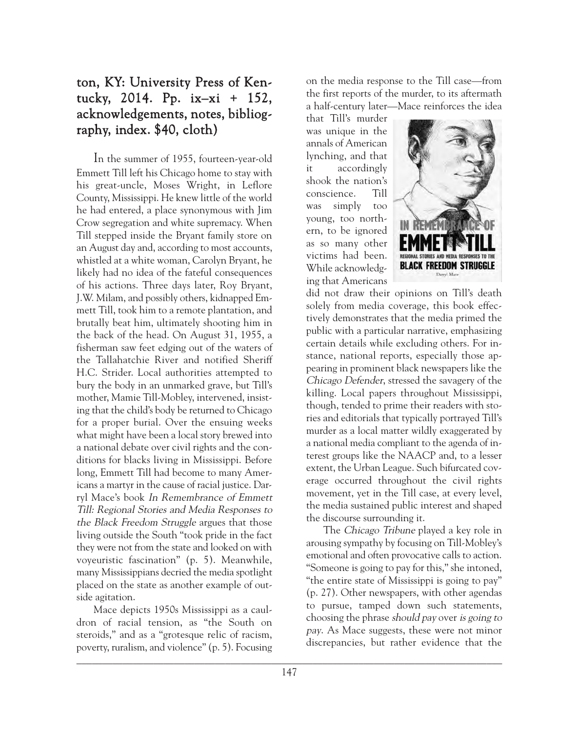**ton, KY: University Press of Kentucky, 2014. Pp. ix–xi + 152, acknowledgements, notes, bibliography, index. $40, cloth)**

In the summer of 1955, fourteen-year-old Emmett Till left his Chicago home to stay with his great-uncle, Moses Wright, in Leflore County, Mississippi. He knew little of the world he had entered, a place synonymous with Jim Crow segregation and white supremacy. When Till stepped inside the Bryant family store on an August day and, according to most accounts, whistled at a white woman, Carolyn Bryant, he likely had no idea of the fateful consequences of his actions. Three days later, Roy Bryant, J.W. Milam, and possibly others, kidnapped Emmett Till, took him to a remote plantation, and brutally beat him, ultimately shooting him in the back of the head. On August 31, 1955, a fisherman saw feet edging out of the waters of the Tallahatchie River and notified Sheriff H.C. Strider. Local authorities attempted to bury the body in an unmarked grave, but Till's mother, Mamie Till-Mobley, intervened, insisting that the child's body be returned to Chicago for a proper burial. Over the ensuing weeks what might have been a local story brewed into a national debate over civil rights and the conditions for blacks living in Mississippi. Before long, Emmett Till had become to many Americans a martyr in the cause of racial justice. Darryl Mace's book *In Remembrance of Emmett Till: Regional Stories and Media Responses to the Black Freedom Struggle* argues that those living outside the South "took pride in the fact they were not from the state and looked on with voyeuristic fascination" (p. 5). Meanwhile, many Mississippians decried the media spotlight placed on the state as another example of outside agitation.

Mace depicts 1950s Mississippi as a cauldron of racial tension, as "the South on steroids," and as a "grotesque relic of racism, poverty, ruralism, and violence" (p. 5). Focusing on the media response to the Till case—from the first reports of the murder, to its aftermath a half-century later—Mace reinforces the idea that Till's murder was unique in the annals of American lynching, and that it accordingly shook the nation's conscience. Till was simply too young, too northern, to be ignored as so many other victims had been. While acknowledging that Americans did not draw their opinions on Till's death solely from media coverage, this book effectively demonstrates that the media primed the public with a particular narrative, emphasizing certain details while excluding others. For instance, national reports, especially those appearing in prominent black newspapers like the *Chicago Defender*, stressed the savagery of the killing. Local papers throughout Mississippi, though, tended to prime their readers with stories and editorials that typically portrayed Till's murder as a local matter wildly exaggerated by a national media compliant to the agenda of interest groups like the NAACP and, to a lesser extent, the Urban League. Such bifurcated coverage occurred throughout the civil rights movement, yet in the Till case, at every level, the media sustained public interest and shaped the discourse surrounding it.

The *Chicago Tribune* played a key role in arousing sympathy by focusing on Till-Mobley's emotional and often provocative calls to action. "Someone is going to pay for this," she intoned, "the entire state of Mississippi is going to pay" (p. 27). Other newspapers, with other agendas to pursue, tamped down such statements, choosing the phrase *should pay* over *is going to pay*. As Mace suggests, these were not minor discrepancies, but rather evidence that the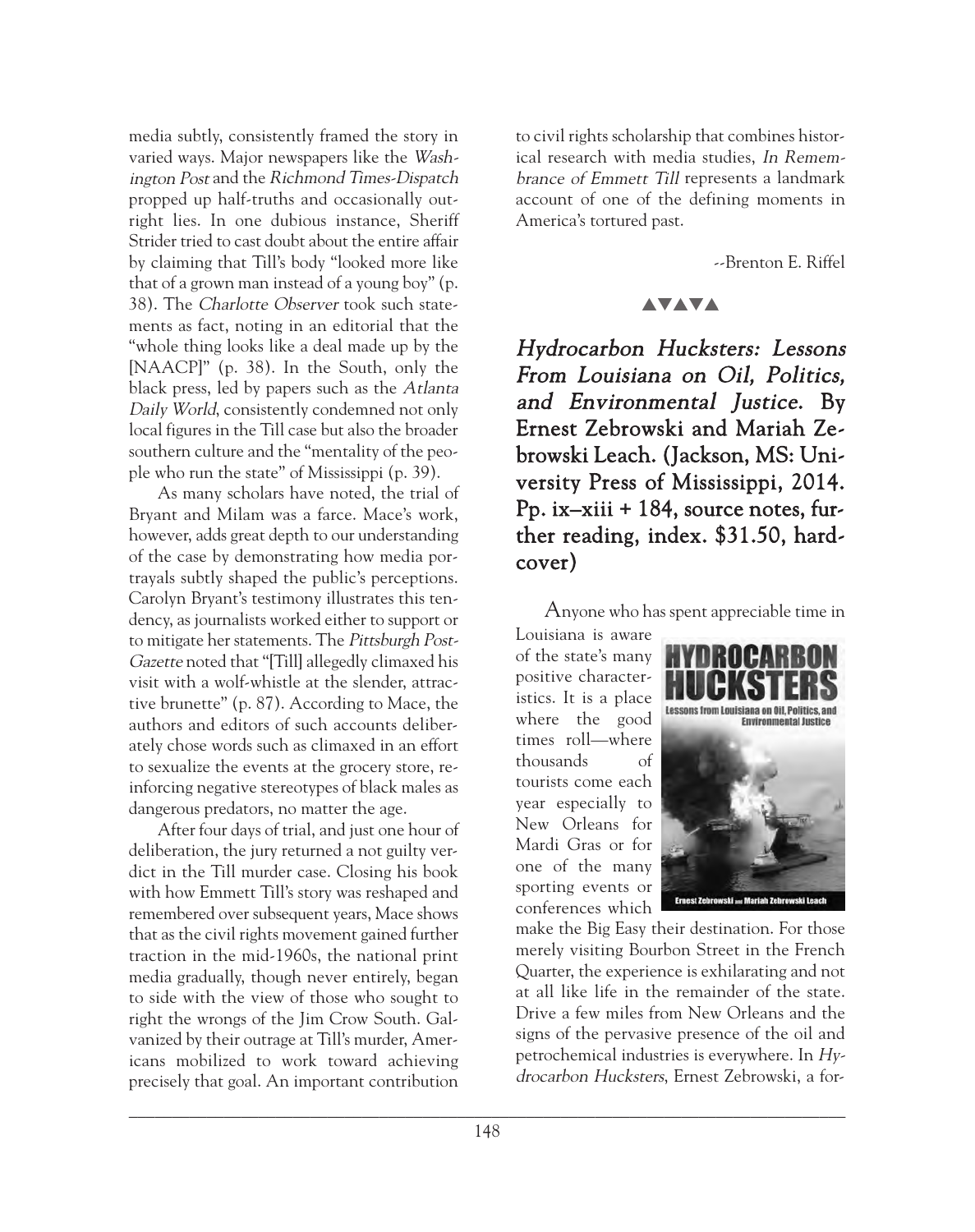media subtly, consistently framed the story in varied ways. Major newspapers like the *Washington Post* and the *Richmond Times-Dispatch* propped up half-truths and occasionally outright lies. In one dubious instance, Sheriff Strider tried to cast doubt about the entire affair by claiming that Till's body "looked more like that of a grown man instead of a young boy" (p. 38). The *Charlotte Observer* took such statements as fact, noting in an editorial that the "whole thing looks like a deal made up by the [NAACP]" (p. 38). In the South, only the black press, led by papers such as the *Atlanta Daily World*, consistently condemned not only local figures in the Till case but also the broader southern culture and the "mentality of the people who run the state" of Mississippi (p. 39).

As many scholars have noted, the trial of Bryant and Milam was a farce. Mace's work, however, adds great depth to our understanding of the case by demonstrating how media portrayals subtly shaped the public's perceptions. Carolyn Bryant's testimony illustrates this tendency, as journalists worked either to support or to mitigate her statements. The *Pittsburgh Post-Gazette* noted that "[Till] allegedly climaxed his visit with a wolf-whistle at the slender, attractive brunette" (p. 87). According to Mace, the authors and editors of such accounts deliberately chose words such as climaxed in an effort to sexualize the events at the grocery store, reinforcing negative stereotypes of black males as dangerous predators, no matter the age.

After four days of trial, and just one hour of deliberation, the jury returned a not guilty verdict in the Till murder case. Closing his book with how Emmett Till's story was reshaped and remembered over subsequent years, Mace shows that as the civil rights movement gained further traction in the mid-1960s, the national print media gradually, though never entirely, began to side with the view of those who sought to right the wrongs of the Jim Crow South. Galvanized by their outrage at Till's murder, Americans mobilized to work toward achieving precisely that goal. An important contribution to civil rights scholarship that combines historical research with media studies, *In Remembrance of Emmett Till* represents a landmark account of one of the defining moments in America's tortured past.

--Brenton E. Riffel

▲▼▲▼▲

**_Hydrocarbon Hucksters: Lessons From Louisiana on Oil, Politics, and Environmental Justice._ By Ernest Zebrowski and Mariah Zebrowski Leach. (Jackson, MS: University Press of Mississippi, 2014. Pp. ix–xiii + 184, source notes, further reading, index. $31.50, hardcover)**

Anyone who has spent appreciable time in Louisiana is aware of the state's many positive characteristics. It is a place where the good times roll—where thousands of tourists come each year especially to New Orleans for Mardi Gras or for one of the many sporting events or conferences which make the Big Easy their destination. For those merely visiting Bourbon Street in the French Quarter, the experience is exhilarating and not at all like life in the remainder of the state. Drive a few miles from New Orleans and the signs of the pervasive presence of the oil and petrochemical industries is everywhere. In *Hydrocarbon Hucksters*, Ernest Zebrowski, a for-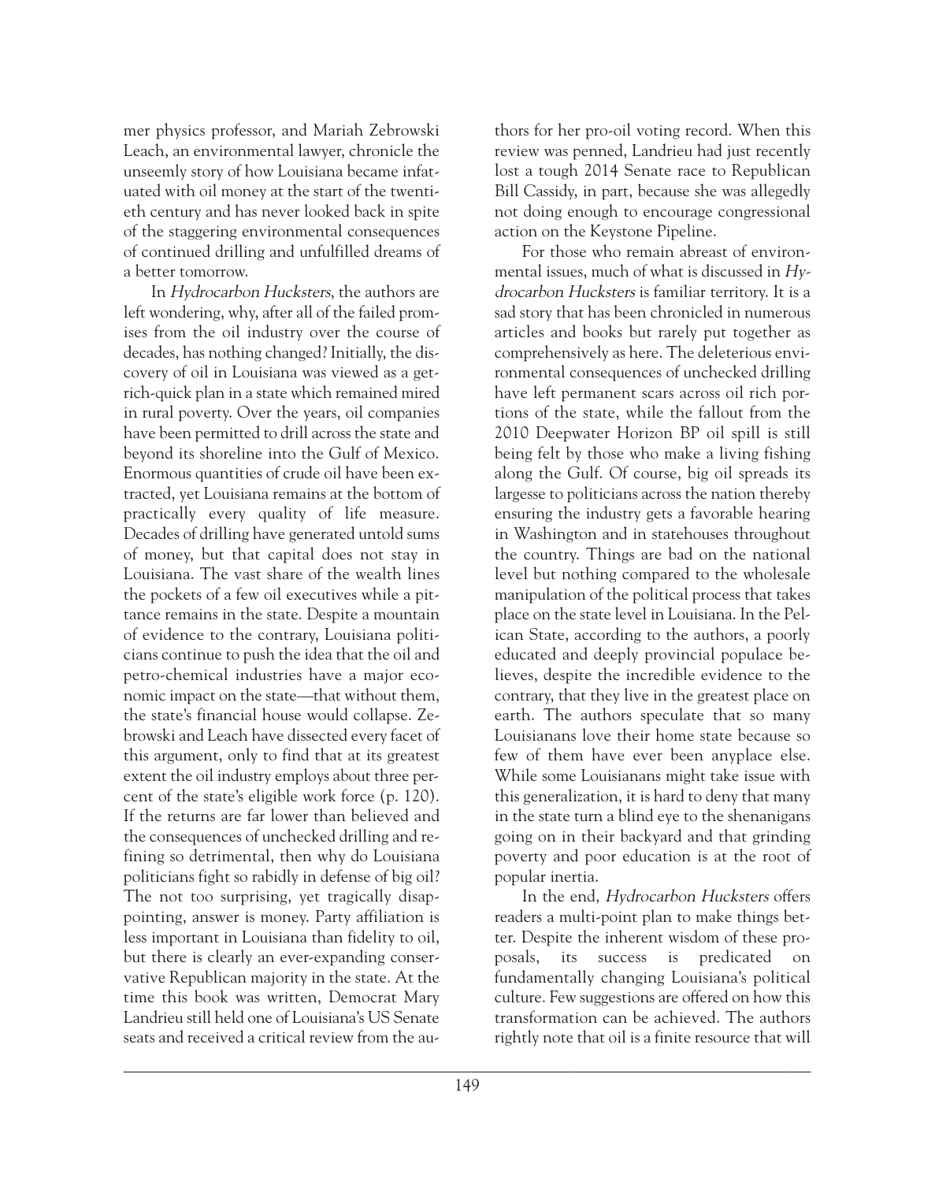mer physics professor, and Mariah Zebrowski Leach, an environmental lawyer, chronicle the unseemly story of how Louisiana became infatuated with oil money at the start of the twentieth century and has never looked back in spite of the staggering environmental consequences of continued drilling and unfulfilled dreams of a better tomorrow.

In *Hydrocarbon Hucksters*, the authors are left wondering, why, after all of the failed promises from the oil industry over the course of decades, has nothing changed? Initially, the discovery of oil in Louisiana was viewed as a get-rich-quick plan in a state which remained mired in rural poverty. Over the years, oil companies have been permitted to drill across the state and beyond its shoreline into the Gulf of Mexico. Enormous quantities of crude oil have been extracted, yet Louisiana remains at the bottom of practically every quality of life measure. Decades of drilling have generated untold sums of money, but that capital does not stay in Louisiana. The vast share of the wealth lines the pockets of a few oil executives while a pittance remains in the state. Despite a mountain of evidence to the contrary, Louisiana politicians continue to push the idea that the oil and petro-chemical industries have a major economic impact on the state—that without them, the state's financial house would collapse. Zebrowski and Leach have dissected every facet of this argument, only to find that at its greatest extent the oil industry employs about three percent of the state's eligible work force (p. 120). If the returns are far lower than believed and the consequences of unchecked drilling and refining so detrimental, then why do Louisiana politicians fight so rabidly in defense of big oil? The not too surprising, yet tragically disappointing, answer is money. Party affiliation is less important in Louisiana than fidelity to oil, but there is clearly an ever-expanding conservative Republican majority in the state. At the time this book was written, Democrat Mary Landrieu still held one of Louisiana's US Senate seats and received a critical review from the authors for her pro-oil voting record. When this review was penned, Landrieu had just recently lost a tough 2014 Senate race to Republican Bill Cassidy, in part, because she was allegedly not doing enough to encourage congressional action on the Keystone Pipeline.

For those who remain abreast of environmental issues, much of what is discussed in *Hydrocarbon Hucksters* is familiar territory. It is a sad story that has been chronicled in numerous articles and books but rarely put together as comprehensively as here. The deleterious environmental consequences of unchecked drilling have left permanent scars across oil rich portions of the state, while the fallout from the 2010 Deepwater Horizon BP oil spill is still being felt by those who make a living fishing along the Gulf. Of course, big oil spreads its largesse to politicians across the nation thereby ensuring the industry gets a favorable hearing in Washington and in statehouses throughout the country. Things are bad on the national level but nothing compared to the wholesale manipulation of the political process that takes place on the state level in Louisiana. In the Pelican State, according to the authors, a poorly educated and deeply provincial populace believes, despite the incredible evidence to the contrary, that they live in the greatest place on earth. The authors speculate that so many Louisianans love their home state because so few of them have ever been anyplace else. While some Louisianans might take issue with this generalization, it is hard to deny that many in the state turn a blind eye to the shenanigans going on in their backyard and that grinding poverty and poor education is at the root of popular inertia.

In the end, *Hydrocarbon Hucksters* offers readers a multi-point plan to make things better. Despite the inherent wisdom of these proposals, its success is predicated on fundamentally changing Louisiana's political culture. Few suggestions are offered on how this transformation can be achieved. The authors rightly note that oil is a finite resource that will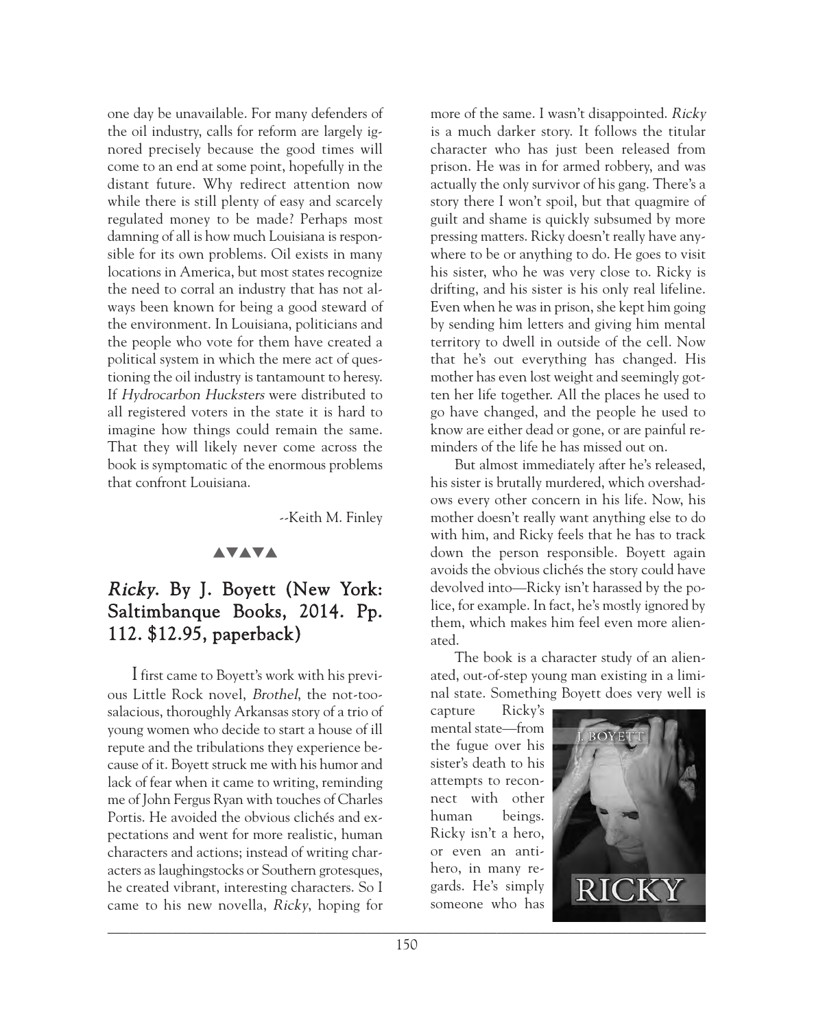one day be unavailable. For many defenders of the oil industry, calls for reform are largely ignored precisely because the good times will come to an end at some point, hopefully in the distant future. Why redirect attention now while there is still plenty of easy and scarcely regulated money to be made? Perhaps most damning of all is how much Louisiana is responsible for its own problems. Oil exists in many locations in America, but most states recognize the need to corral an industry that has not always been known for being a good steward of the environment. In Louisiana, politicians and the people who vote for them have created a political system in which the mere act of questioning the oil industry is tantamount to heresy. If *Hydrocarbon Hucksters* were distributed to all registered voters in the state it is hard to imagine how things could remain the same. That they will likely never come across the book is symptomatic of the enormous problems that confront Louisiana.

--Keith M. Finley

▲▼▲▼▲

## *Ricky*. By J. Boyett (New York: Saltimbanque Books, 2014. Pp. 112. $12.95, paperback)

I first came to Boyett's work with his previous Little Rock novel, *Brothel*, the not-too-salacious, thoroughly Arkansas story of a trio of young women who decide to start a house of ill repute and the tribulations they experience because of it. Boyett struck me with his humor and lack of fear when it came to writing, reminding me of John Fergus Ryan with touches of Charles Portis. He avoided the obvious clichés and expectations and went for more realistic, human characters and actions; instead of writing characters as laughingstocks or Southern grotesques, he created vibrant, interesting characters. So I came to his new novella, *Ricky*, hoping for more of the same. I wasn't disappointed. *Ricky* is a much darker story. It follows the titular character who has just been released from prison. He was in for armed robbery, and was actually the only survivor of his gang. There's a story there I won't spoil, but that quagmire of guilt and shame is quickly subsumed by more pressing matters. Ricky doesn't really have anywhere to be or anything to do. He goes to visit his sister, who he was very close to. Ricky is drifting, and his sister is his only real lifeline. Even when he was in prison, she kept him going by sending him letters and giving him mental territory to dwell in outside of the cell. Now that he's out everything has changed. His mother has even lost weight and seemingly gotten her life together. All the places he used to go have changed, and the people he used to know are either dead or gone, or are painful reminders of the life he has missed out on.

But almost immediately after he's released, his sister is brutally murdered, which overshadows every other concern in his life. Now, his mother doesn't really want anything else to do with him, and Ricky feels that he has to track down the person responsible. Boyett again avoids the obvious clichés the story could have devolved into—Ricky isn't harassed by the police, for example. In fact, he's mostly ignored by them, which makes him feel even more alienated.

The book is a character study of an alienated, out-of-step young man existing in a liminal state. Something Boyett does very well is capture Ricky's mental state—from the fugue over his sister's death to his attempts to reconnect with other human beings. Ricky isn't a hero, or even an anti-hero, in many regards. He's simply someone who has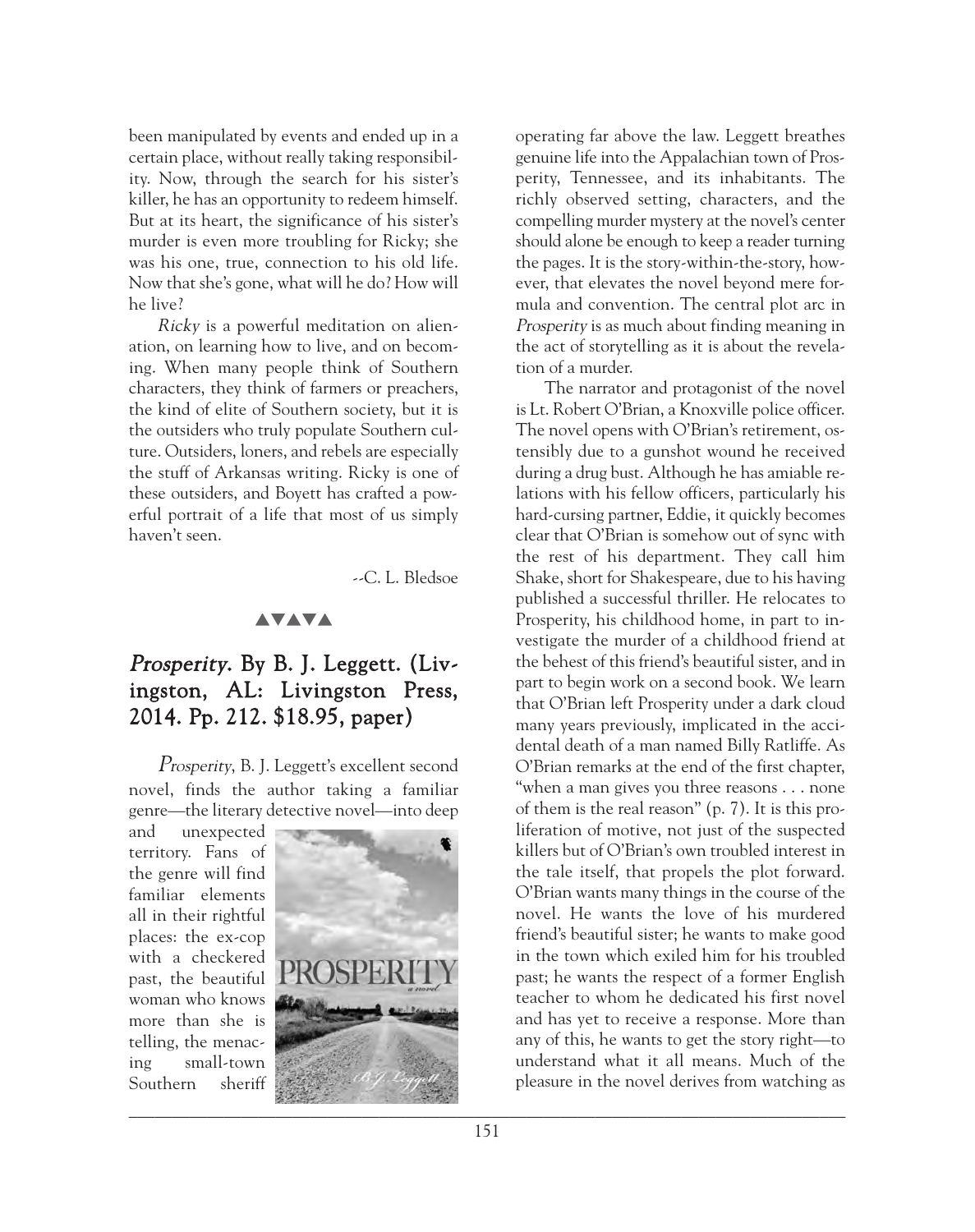been manipulated by events and ended up in a certain place, without really taking responsibility. Now, through the search for his sister's killer, he has an opportunity to redeem himself. But at its heart, the significance of his sister's murder is even more troubling for Ricky; she was his one, true, connection to his old life. Now that she's gone, what will he do? How will he live?

*Ricky* is a powerful meditation on alienation, on learning how to live, and on becoming. When many people think of Southern characters, they think of farmers or preachers, the kind of elite of Southern society, but it is the outsiders who truly populate Southern culture. Outsiders, loners, and rebels are especially the stuff of Arkansas writing. Ricky is one of these outsiders, and Boyett has crafted a powerful portrait of a life that most of us simply haven't seen.

--C. L. Bledsoe

▲▼▲▼▲

## *Prosperity.* By B. J. Leggett. (Livingston, AL: Livingston Press, 2014. Pp. 212. $18.95, paper)

*Prosperity*, B. J. Leggett's excellent second novel, finds the author taking a familiar genre—the literary detective novel—into deep and unexpected territory. Fans of the genre will find familiar elements all in their rightful places: the ex-cop with a checkered past, the beautiful woman who knows more than she is telling, the menacing small-town Southern sheriff operating far above the law. Leggett breathes genuine life into the Appalachian town of Prosperity, Tennessee, and its inhabitants. The richly observed setting, characters, and the compelling murder mystery at the novel's center should alone be enough to keep a reader turning the pages. It is the story-within-the-story, however, that elevates the novel beyond mere formula and convention. The central plot arc in *Prosperity* is as much about finding meaning in the act of storytelling as it is about the revelation of a murder.

The narrator and protagonist of the novel is Lt. Robert O'Brian, a Knoxville police officer. The novel opens with O'Brian's retirement, ostensibly due to a gunshot wound he received during a drug bust. Although he has amiable relations with his fellow officers, particularly his hard-cursing partner, Eddie, it quickly becomes clear that O'Brian is somehow out of sync with the rest of his department. They call him Shake, short for Shakespeare, due to his having published a successful thriller. He relocates to Prosperity, his childhood home, in part to investigate the murder of a childhood friend at the behest of this friend's beautiful sister, and in part to begin work on a second book. We learn that O'Brian left Prosperity under a dark cloud many years previously, implicated in the accidental death of a man named Billy Ratliffe. As O'Brian remarks at the end of the first chapter, "when a man gives you three reasons . . . none of them is the real reason" (p. 7). It is this proliferation of motive, not just of the suspected killers but of O'Brian's own troubled interest in the tale itself, that propels the plot forward. O'Brian wants many things in the course of the novel. He wants the love of his murdered friend's beautiful sister; he wants to make good in the town which exiled him for his troubled past; he wants the respect of a former English teacher to whom he dedicated his first novel and has yet to receive a response. More than any of this, he wants to get the story right—to understand what it all means. Much of the pleasure in the novel derives from watching as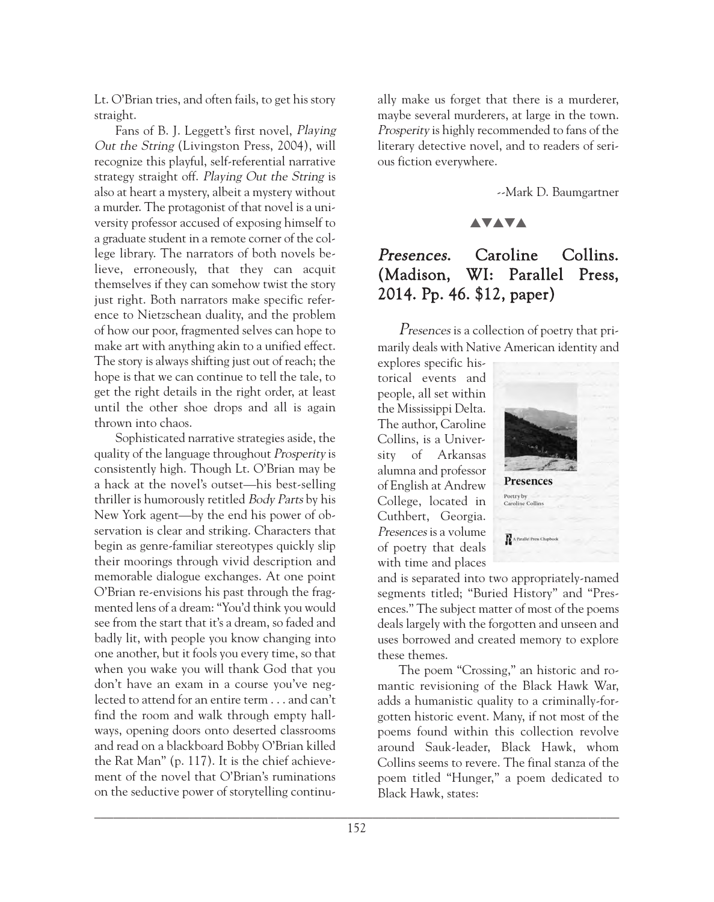Lt. O'Brian tries, and often fails, to get his story straight.

Fans of B. J. Leggett's first novel, *Playing Out the String* (Livingston Press, 2004), will recognize this playful, self-referential narrative strategy straight off. *Playing Out the String* is also at heart a mystery, albeit a mystery without a murder. The protagonist of that novel is a university professor accused of exposing himself to a graduate student in a remote corner of the college library. The narrators of both novels believe, erroneously, that they can acquit themselves if they can somehow twist the story just right. Both narrators make specific reference to Nietzschean duality, and the problem of how our poor, fragmented selves can hope to make art with anything akin to a unified effect. The story is always shifting just out of reach; the hope is that we can continue to tell the tale, to get the right details in the right order, at least until the other shoe drops and all is again thrown into chaos.

Sophisticated narrative strategies aside, the quality of the language throughout *Prosperity* is consistently high. Though Lt. O'Brian may be a hack at the novel's outset—his best-selling thriller is humorously retitled *Body Parts* by his New York agent—by the end his power of observation is clear and striking. Characters that begin as genre-familiar stereotypes quickly slip their moorings through vivid description and memorable dialogue exchanges. At one point O'Brian re-envisions his past through the fragmented lens of a dream: "You'd think you would see from the start that it's a dream, so faded and badly lit, with people you know changing into one another, but it fools you every time, so that when you wake you will thank God that you don't have an exam in a course you've neglected to attend for an entire term . . . and can't find the room and walk through empty hallways, opening doors onto deserted classrooms and read on a blackboard Bobby O'Brian killed the Rat Man" (p. 117). It is the chief achievement of the novel that O'Brian's ruminations on the seductive power of storytelling continually make us forget that there is a murderer, maybe several murderers, at large in the town. *Prosperity* is highly recommended to fans of the literary detective novel, and to readers of serious fiction everywhere.

--Mark D. Baumgartner

▲▼▲▼▲

## *Presences.* Caroline Collins. (Madison, WI: Parallel Press, 2014. Pp. 46. $12, paper)

*Presences* is a collection of poetry that primarily deals with Native American identity and explores specific historical events and people, all set within the Mississippi Delta. The author, Caroline Collins, is a University of Arkansas alumna and professor of English at Andrew College, located in Cuthbert, Georgia. *Presences* is a volume of poetry that deals with time and places and is separated into two appropriately-named segments titled; "Buried History" and "Presences." The subject matter of most of the poems deals largely with the forgotten and unseen and uses borrowed and created memory to explore these themes.

The poem "Crossing," an historic and romantic revisioning of the Black Hawk War, adds a humanistic quality to a criminally-forgotten historic event. Many, if not most of the poems found within this collection revolve around Sauk-leader, Black Hawk, whom Collins seems to revere. The final stanza of the poem titled "Hunger," a poem dedicated to Black Hawk, states: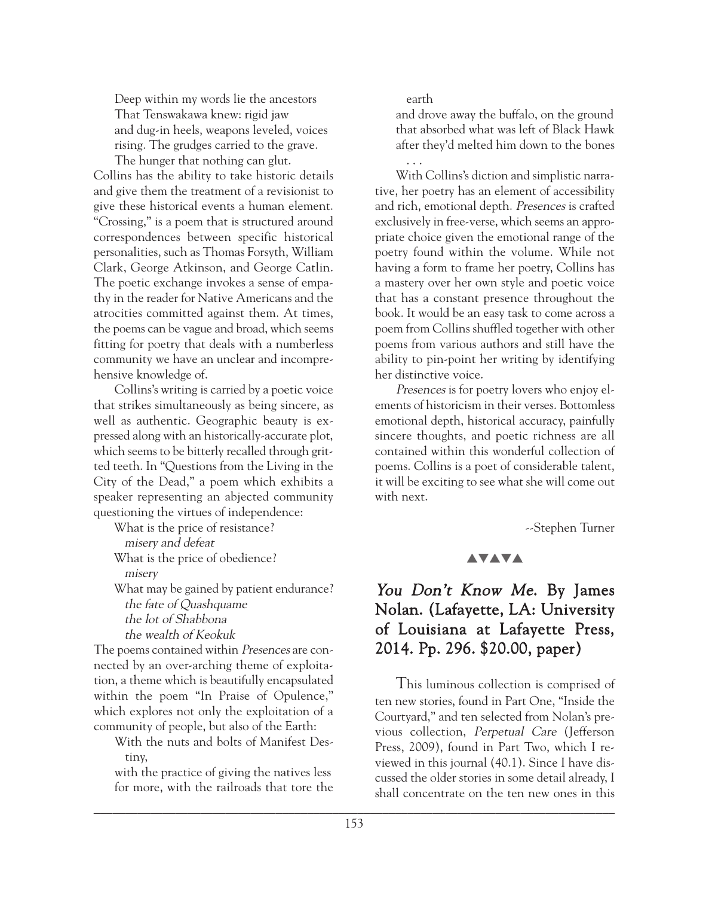Deep within my words lie the ancestors
That Tenswakawa knew: rigid jaw
and dug-in heels, weapons leveled, voices
rising. The grudges carried to the grave.
The hunger that nothing can glut.

Collins has the ability to take historic details and give them the treatment of a revisionist to give these historical events a human element. "Crossing," is a poem that is structured around correspondences between specific historical personalities, such as Thomas Forsyth, William Clark, George Atkinson, and George Catlin. The poetic exchange invokes a sense of empathy in the reader for Native Americans and the atrocities committed against them. At times, the poems can be vague and broad, which seems fitting for poetry that deals with a numberless community we have an unclear and incomprehensive knowledge of.

Collins's writing is carried by a poetic voice that strikes simultaneously as being sincere, as well as authentic. Geographic beauty is expressed along with an historically-accurate plot, which seems to be bitterly recalled through gritted teeth. In "Questions from the Living in the City of the Dead," a poem which exhibits a speaker representing an abjected community questioning the virtues of independence:

What is the price of resistance?
*misery and defeat*
What is the price of obedience?
*misery*
What may be gained by patient endurance?
*the fate of Quashquame*
*the lot of Shabbona*
*the wealth of Keokuk*

The poems contained within *Presences* are connected by an over-arching theme of exploitation, a theme which is beautifully encapsulated within the poem "In Praise of Opulence," which explores not only the exploitation of a community of people, but also of the Earth:

With the nuts and bolts of Manifest Destiny,
with the practice of giving the natives less
for more, with the railroads that tore the earth
and drove away the buffalo, on the ground
that absorbed what was left of Black Hawk
after they'd melted him down to the bones
. . .

With Collins's diction and simplistic narrative, her poetry has an element of accessibility and rich, emotional depth. *Presences* is crafted exclusively in free-verse, which seems an appropriate choice given the emotional range of the poetry found within the volume. While not having a form to frame her poetry, Collins has a mastery over her own style and poetic voice that has a constant presence throughout the book. It would be an easy task to come across a poem from Collins shuffled together with other poems from various authors and still have the ability to pin-point her writing by identifying her distinctive voice.

*Presences* is for poetry lovers who enjoy elements of historicism in their verses. Bottomless emotional depth, historical accuracy, painfully sincere thoughts, and poetic richness are all contained within this wonderful collection of poems. Collins is a poet of considerable talent, it will be exciting to see what she will come out with next.

--Stephen Turner

▲▼▲▼▲

## *You Don't Know Me*. By James Nolan. (Lafayette, LA: University of Louisiana at Lafayette Press, 2014. Pp. 296. $20.00, paper)

This luminous collection is comprised of ten new stories, found in Part One, "Inside the Courtyard," and ten selected from Nolan's previous collection, *Perpetual Care* (Jefferson Press, 2009), found in Part Two, which I reviewed in this journal (40.1). Since I have discussed the older stories in some detail already, I shall concentrate on the ten new ones in this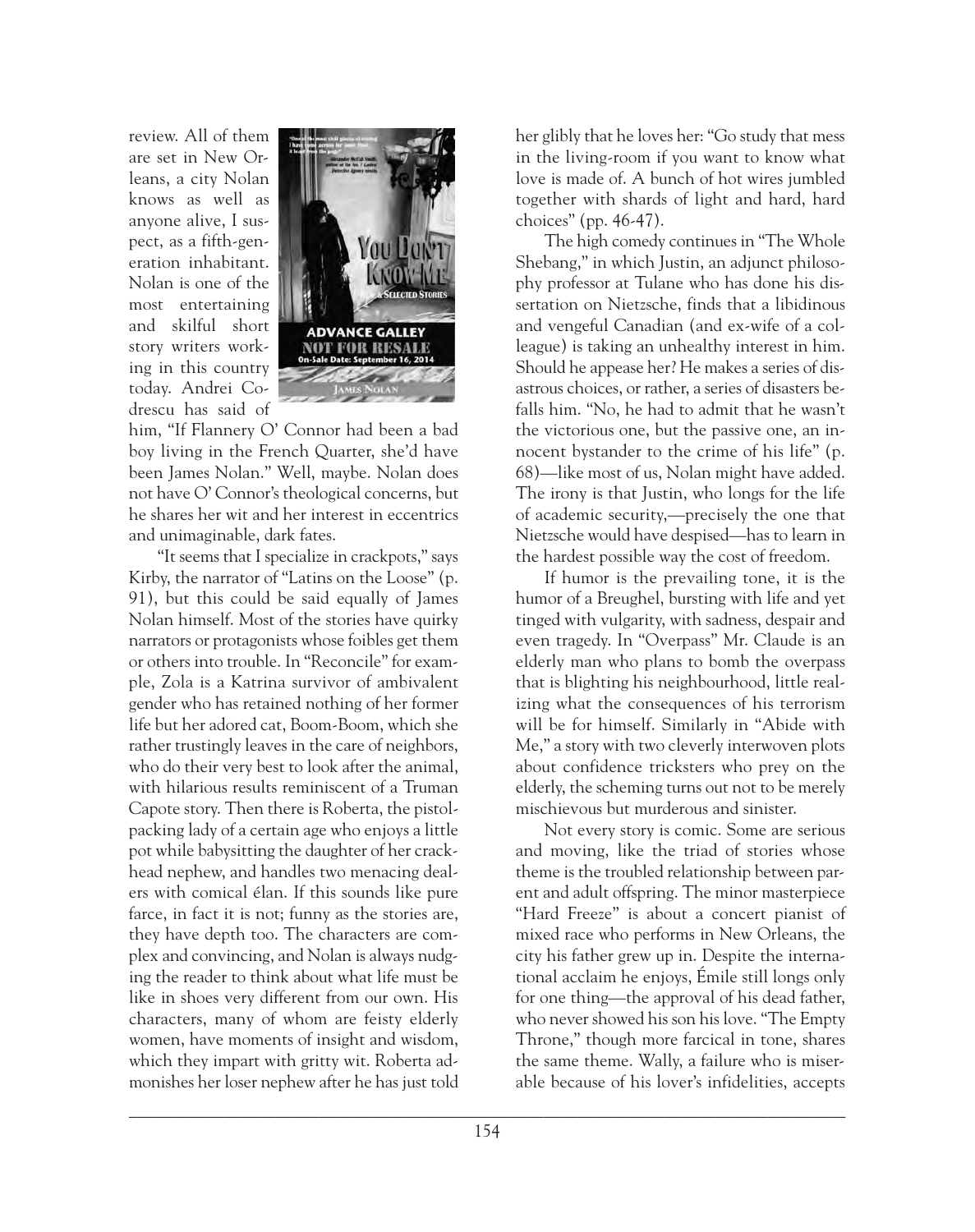review. All of them are set in New Orleans, a city Nolan knows as well as anyone alive, I suspect, as a fifth-generation inhabitant. Nolan is one of the most entertaining and skilful short story writers working in this country today. Andrei Codrescu has said of him, "If Flannery O' Connor had been a bad boy living in the French Quarter, she'd have been James Nolan." Well, maybe. Nolan does not have O' Connor's theological concerns, but he shares her wit and her interest in eccentrics and unimaginable, dark fates.

"It seems that I specialize in crackpots," says Kirby, the narrator of "Latins on the Loose" (p. 91), but this could be said equally of James Nolan himself. Most of the stories have quirky narrators or protagonists whose foibles get them or others into trouble. In "Reconcile" for example, Zola is a Katrina survivor of ambivalent gender who has retained nothing of her former life but her adored cat, Boom-Boom, which she rather trustingly leaves in the care of neighbors, who do their very best to look after the animal, with hilarious results reminiscent of a Truman Capote story. Then there is Roberta, the pistol-packing lady of a certain age who enjoys a little pot while babysitting the daughter of her crackhead nephew, and handles two menacing dealers with comical élan. If this sounds like pure farce, in fact it is not; funny as the stories are, they have depth too. The characters are complex and convincing, and Nolan is always nudging the reader to think about what life must be like in shoes very different from our own. His characters, many of whom are feisty elderly women, have moments of insight and wisdom, which they impart with gritty wit. Roberta admonishes her loser nephew after he has just told her glibly that he loves her: "Go study that mess in the living-room if you want to know what love is made of. A bunch of hot wires jumbled together with shards of light and hard, hard choices" (pp. 46-47).

The high comedy continues in "The Whole Shebang," in which Justin, an adjunct philosophy professor at Tulane who has done his dissertation on Nietzsche, finds that a libidinous and vengeful Canadian (and ex-wife of a colleague) is taking an unhealthy interest in him. Should he appease her? He makes a series of disastrous choices, or rather, a series of disasters befalls him. "No, he had to admit that he wasn't the victorious one, but the passive one, an innocent bystander to the crime of his life" (p. 68)—like most of us, Nolan might have added. The irony is that Justin, who longs for the life of academic security,—precisely the one that Nietzsche would have despised—has to learn in the hardest possible way the cost of freedom.

If humor is the prevailing tone, it is the humor of a Breughel, bursting with life and yet tinged with vulgarity, with sadness, despair and even tragedy. In "Overpass" Mr. Claude is an elderly man who plans to bomb the overpass that is blighting his neighbourhood, little realizing what the consequences of his terrorism will be for himself. Similarly in "Abide with Me," a story with two cleverly interwoven plots about confidence tricksters who prey on the elderly, the scheming turns out not to be merely mischievous but murderous and sinister.

Not every story is comic. Some are serious and moving, like the triad of stories whose theme is the troubled relationship between parent and adult offspring. The minor masterpiece "Hard Freeze" is about a concert pianist of mixed race who performs in New Orleans, the city his father grew up in. Despite the international acclaim he enjoys, Émile still longs only for one thing—the approval of his dead father, who never showed his son his love. "The Empty Throne," though more farcical in tone, shares the same theme. Wally, a failure who is miserable because of his lover's infidelities, accepts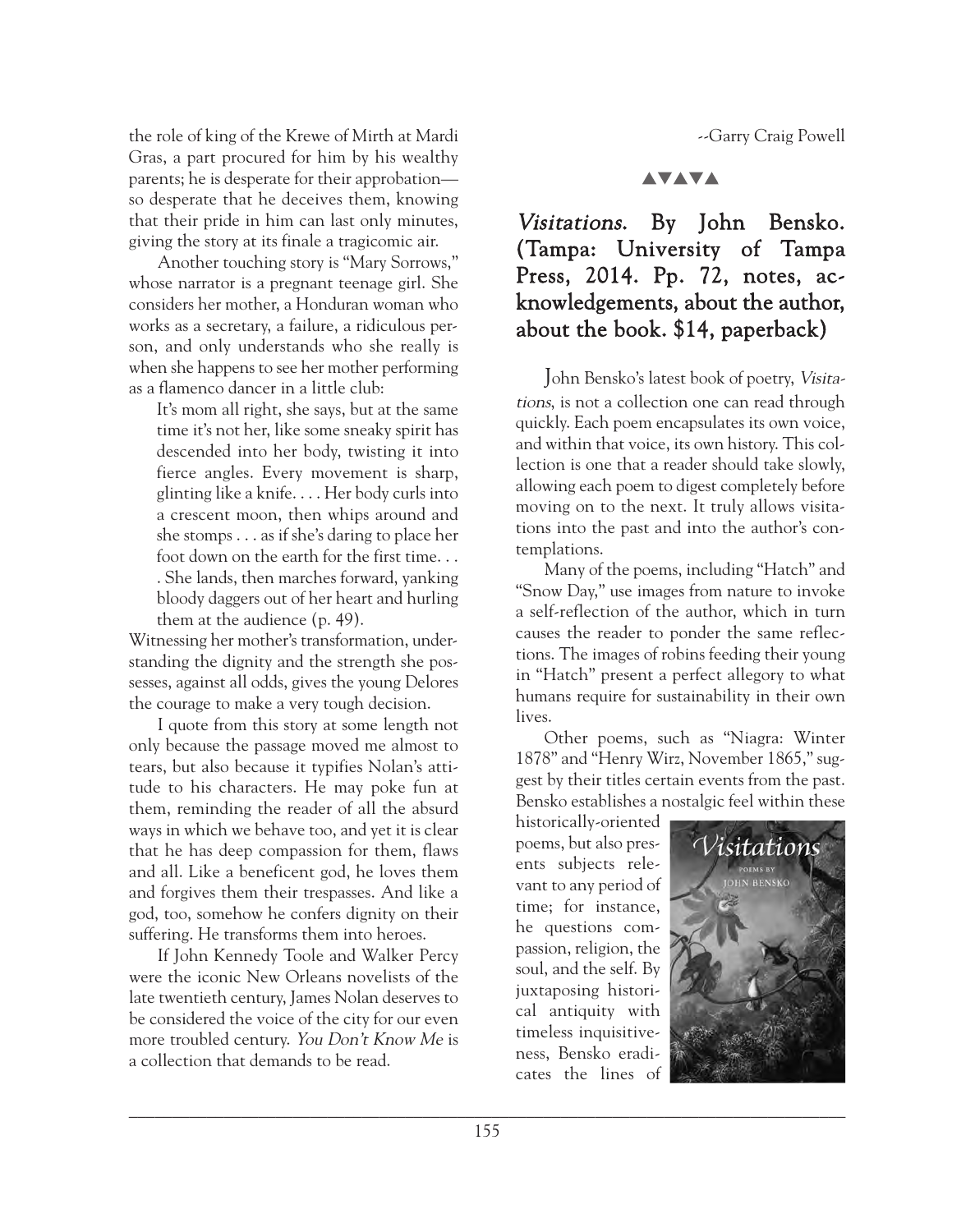the role of king of the Krewe of Mirth at Mardi Gras, a part procured for him by his wealthy parents; he is desperate for their approbation—so desperate that he deceives them, knowing that their pride in him can last only minutes, giving the story at its finale a tragicomic air.

Another touching story is "Mary Sorrows," whose narrator is a pregnant teenage girl. She considers her mother, a Honduran woman who works as a secretary, a failure, a ridiculous person, and only understands who she really is when she happens to see her mother performing as a flamenco dancer in a little club:

> It's mom all right, she says, but at the same time it's not her, like some sneaky spirit has descended into her body, twisting it into fierce angles. Every movement is sharp, glinting like a knife. . . . Her body curls into a crescent moon, then whips around and she stomps . . . as if she's daring to place her foot down on the earth for the first time. . . . She lands, then marches forward, yanking bloody daggers out of her heart and hurling them at the audience (p. 49).

Witnessing her mother's transformation, understanding the dignity and the strength she possesses, against all odds, gives the young Delores the courage to make a very tough decision.

I quote from this story at some length not only because the passage moved me almost to tears, but also because it typifies Nolan's attitude to his characters. He may poke fun at them, reminding the reader of all the absurd ways in which we behave too, and yet it is clear that he has deep compassion for them, flaws and all. Like a beneficent god, he loves them and forgives them their trespasses. And like a god, too, somehow he confers dignity on their suffering. He transforms them into heroes.

If John Kennedy Toole and Walker Percy were the iconic New Orleans novelists of the late twentieth century, James Nolan deserves to be considered the voice of the city for our even more troubled century. *You Don't Know Me* is a collection that demands to be read.

--Garry Craig Powell

▲▼▲▼▲

## *Visitations*. By John Bensko. (Tampa: University of Tampa Press, 2014. Pp. 72, notes, acknowledgements, about the author, about the book. $14, paperback)

John Bensko's latest book of poetry, *Visitations*, is not a collection one can read through quickly. Each poem encapsulates its own voice, and within that voice, its own history. This collection is one that a reader should take slowly, allowing each poem to digest completely before moving on to the next. It truly allows visitations into the past and into the author's contemplations.

Many of the poems, including "Hatch" and "Snow Day," use images from nature to invoke a self-reflection of the author, which in turn causes the reader to ponder the same reflections. The images of robins feeding their young in "Hatch" present a perfect allegory to what humans require for sustainability in their own lives.

Other poems, such as "Niagra: Winter 1878" and "Henry Wirz, November 1865," suggest by their titles certain events from the past. Bensko establishes a nostalgic feel within these historically-oriented poems, but also presents subjects relevant to any period of time; for instance, he questions compassion, religion, the soul, and the self. By juxtaposing historical antiquity with timeless inquisitiveness, Bensko eradicates the lines of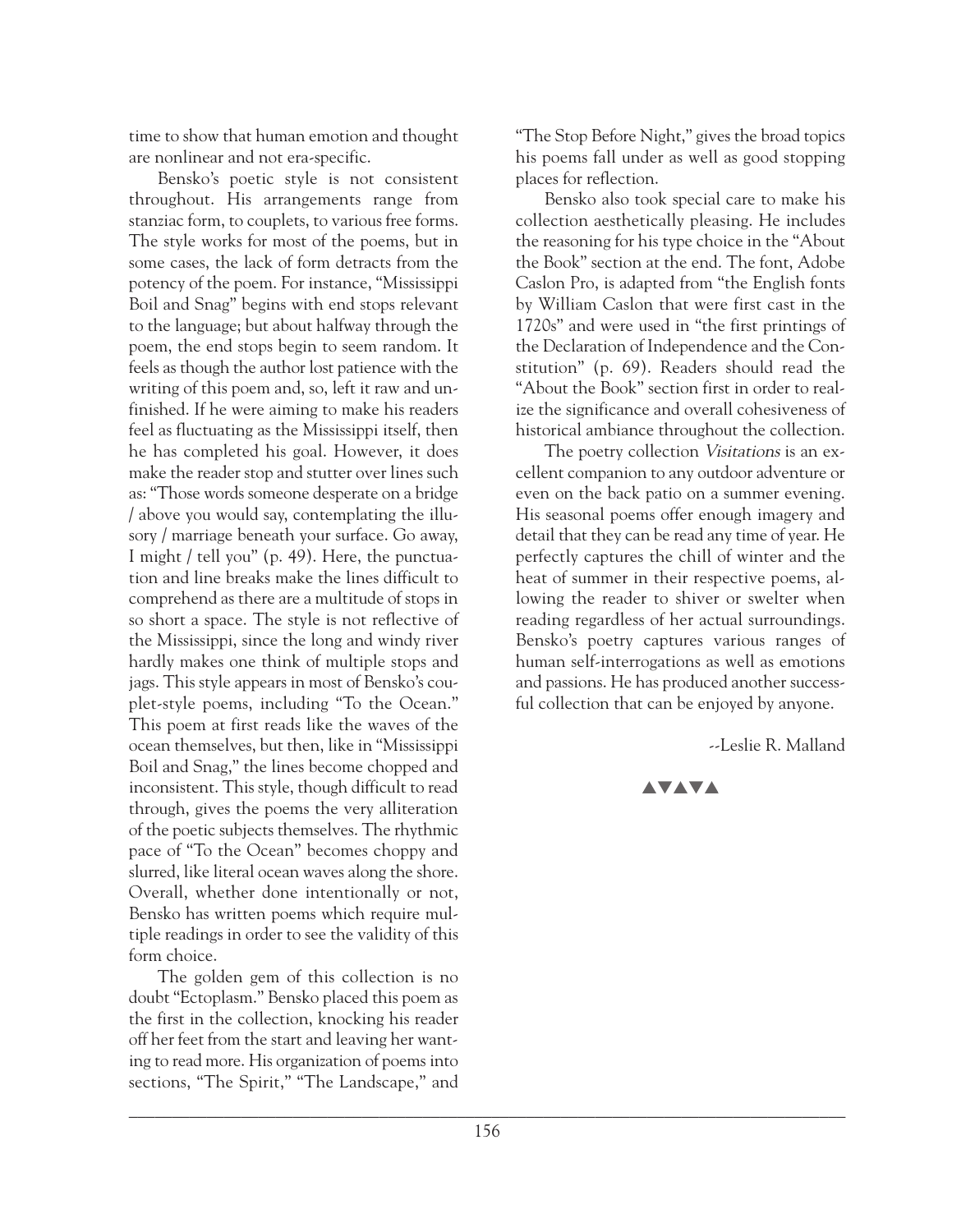time to show that human emotion and thought are nonlinear and not era-specific.

Bensko's poetic style is not consistent throughout. His arrangements range from stanziac form, to couplets, to various free forms. The style works for most of the poems, but in some cases, the lack of form detracts from the potency of the poem. For instance, "Mississippi Boil and Snag" begins with end stops relevant to the language; but about halfway through the poem, the end stops begin to seem random. It feels as though the author lost patience with the writing of this poem and, so, left it raw and unfinished. If he were aiming to make his readers feel as fluctuating as the Mississippi itself, then he has completed his goal. However, it does make the reader stop and stutter over lines such as: "Those words someone desperate on a bridge / above you would say, contemplating the illusory / marriage beneath your surface. Go away, I might / tell you" (p. 49). Here, the punctuation and line breaks make the lines difficult to comprehend as there are a multitude of stops in so short a space. The style is not reflective of the Mississippi, since the long and windy river hardly makes one think of multiple stops and jags. This style appears in most of Bensko's couplet-style poems, including "To the Ocean." This poem at first reads like the waves of the ocean themselves, but then, like in "Mississippi Boil and Snag," the lines become chopped and inconsistent. This style, though difficult to read through, gives the poems the very alliteration of the poetic subjects themselves. The rhythmic pace of "To the Ocean" becomes choppy and slurred, like literal ocean waves along the shore. Overall, whether done intentionally or not, Bensko has written poems which require multiple readings in order to see the validity of this form choice.

The golden gem of this collection is no doubt "Ectoplasm." Bensko placed this poem as the first in the collection, knocking his reader off her feet from the start and leaving her wanting to read more. His organization of poems into sections, "The Spirit," "The Landscape," and "The Stop Before Night," gives the broad topics his poems fall under as well as good stopping places for reflection.

Bensko also took special care to make his collection aesthetically pleasing. He includes the reasoning for his type choice in the "About the Book" section at the end. The font, Adobe Caslon Pro, is adapted from "the English fonts by William Caslon that were first cast in the 1720s" and were used in "the first printings of the Declaration of Independence and the Constitution" (p. 69). Readers should read the "About the Book" section first in order to realize the significance and overall cohesiveness of historical ambiance throughout the collection.

The poetry collection *Visitations* is an excellent companion to any outdoor adventure or even on the back patio on a summer evening. His seasonal poems offer enough imagery and detail that they can be read any time of year. He perfectly captures the chill of winter and the heat of summer in their respective poems, allowing the reader to shiver or swelter when reading regardless of her actual surroundings. Bensko's poetry captures various ranges of human self-interrogations as well as emotions and passions. He has produced another successful collection that can be enjoyed by anyone.

--Leslie R. Malland

▲▼▲▼▲